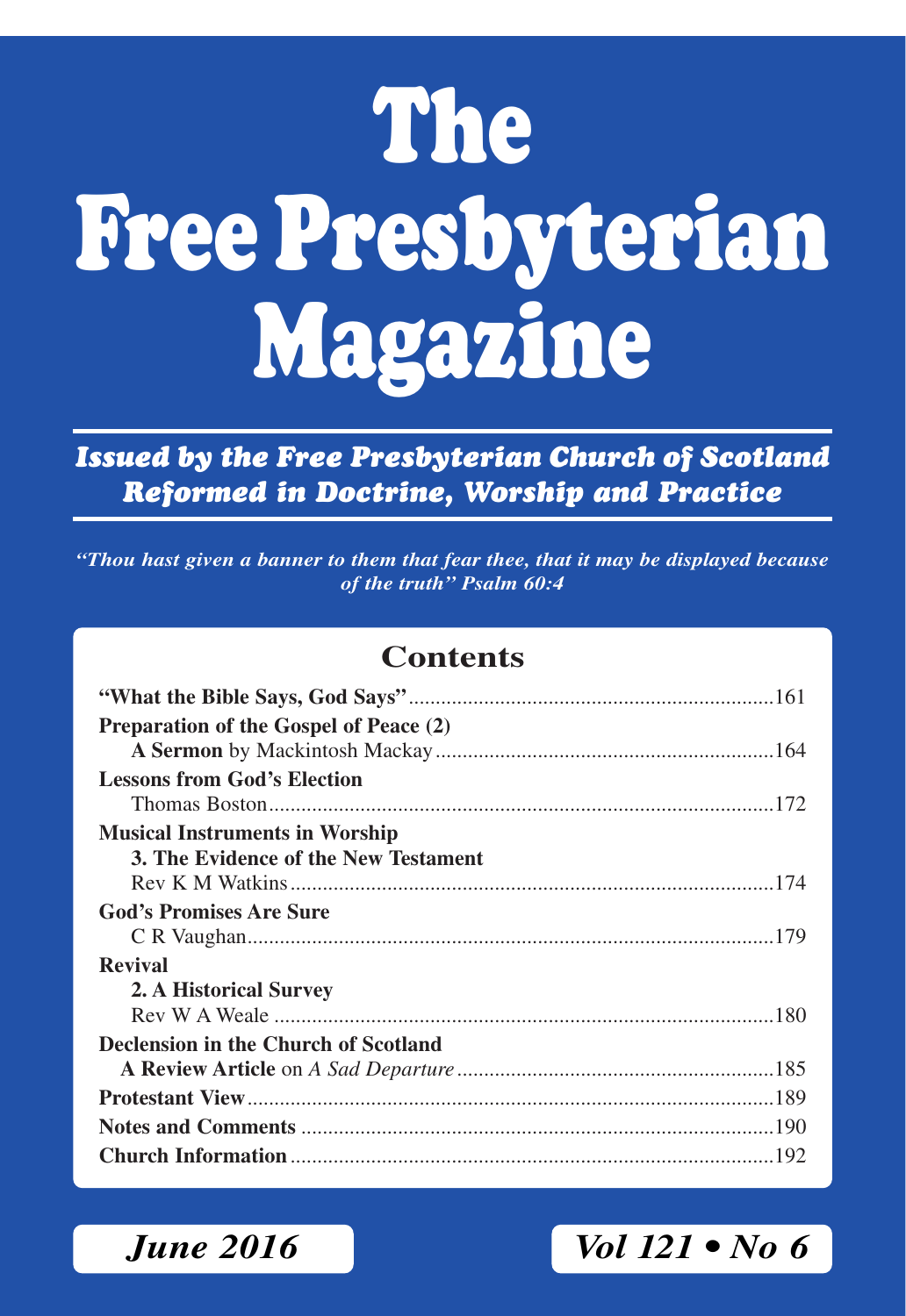# The Free Presbyterian Magazine

***Issued by the Free Presbyterian Church of Scotland***
***Reformed in Doctrine, Worship and Practice***

*"Thou hast given a banner to them that fear thee, that it may be displayed because of the truth" Psalm 60:4*

## Contents

**"What the Bible Says, God Says"** ....161

**Preparation of the Gospel of Peace (2)**
**A Sermon** by Mackintosh Mackay ....164

**Lessons from God's Election**
Thomas Boston ....172

**Musical Instruments in Worship**
**3. The Evidence of the New Testament**
Rev K M Watkins ....174

**God's Promises Are Sure**
C R Vaughan ....179

**Revival**
**2. A Historical Survey**
Rev W A Weale ....180

**Declension in the Church of Scotland**
**A Review Article** on *A Sad Departure* ....185

**Protestant View** ....189

**Notes and Comments** ....190

**Church Information** ....192

*June 2016* *Vol 121 • No 6*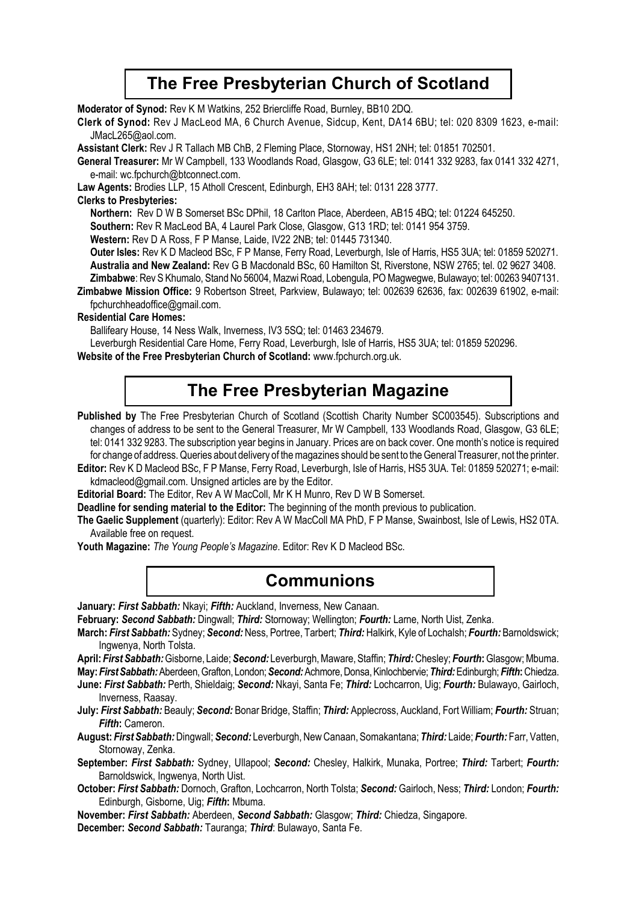## The Free Presbyterian Church of Scotland

**Moderator of Synod:** Rev K M Watkins, 252 Briercliffe Road, Burnley, BB10 2DQ.

**Clerk of Synod:** Rev J MacLeod MA, 6 Church Avenue, Sidcup, Kent, DA14 6BU; tel: 020 8309 1623, e-mail: JMacL265@aol.com.

**Assistant Clerk:** Rev J R Tallach MB ChB, 2 Fleming Place, Stornoway, HS1 2NH; tel: 01851 702501.

**General Treasurer:** Mr W Campbell, 133 Woodlands Road, Glasgow, G3 6LE; tel: 0141 332 9283, fax 0141 332 4271, e-mail: wc.fpchurch@btconnect.com.

**Law Agents:** Brodies LLP, 15 Atholl Crescent, Edinburgh, EH3 8AH; tel: 0131 228 3777.

**Clerks to Presbyteries:**

**Northern:** Rev D W B Somerset BSc DPhil, 18 Carlton Place, Aberdeen, AB15 4BQ; tel: 01224 645250.

**Southern:** Rev R MacLeod BA, 4 Laurel Park Close, Glasgow, G13 1RD; tel: 0141 954 3759.

**Western:** Rev D A Ross, F P Manse, Laide, IV22 2NB; tel: 01445 731340.

**Outer Isles:** Rev K D Macleod BSc, F P Manse, Ferry Road, Leverburgh, Isle of Harris, HS5 3UA; tel: 01859 520271.

**Australia and New Zealand:** Rev G B Macdonald BSc, 60 Hamilton St, Riverstone, NSW 2765; tel. 02 9627 3408.

**Zimbabwe**: Rev S Khumalo, Stand No 56004, Mazwi Road, Lobengula, PO Magwegwe, Bulawayo; tel: 00263 9407131.

**Zimbabwe Mission Office:** 9 Robertson Street, Parkview, Bulawayo; tel: 002639 62636, fax: 002639 61902, e-mail: fpchurchheadoffice@gmail.com.

**Residential Care Homes:**

Ballifeary House, 14 Ness Walk, Inverness, IV3 5SQ; tel: 01463 234679.

Leverburgh Residential Care Home, Ferry Road, Leverburgh, Isle of Harris, HS5 3UA; tel: 01859 520296.

**Website of the Free Presbyterian Church of Scotland:** www.fpchurch.org.uk.

## The Free Presbyterian Magazine

**Published by** The Free Presbyterian Church of Scotland (Scottish Charity Number SC003545). Subscriptions and changes of address to be sent to the General Treasurer, Mr W Campbell, 133 Woodlands Road, Glasgow, G3 6LE; tel: 0141 332 9283. The subscription year begins in January. Prices are on back cover. One month's notice is required for change of address. Queries about delivery of the magazines should be sent to the General Treasurer, not the printer.

**Editor:** Rev K D Macleod BSc, F P Manse, Ferry Road, Leverburgh, Isle of Harris, HS5 3UA. Tel: 01859 520271; e-mail: kdmacleod@gmail.com. Unsigned articles are by the Editor.

**Editorial Board:** The Editor, Rev A W MacColl, Mr K H Munro, Rev D W B Somerset.

**Deadline for sending material to the Editor:** The beginning of the month previous to publication.

**The Gaelic Supplement** (quarterly): Editor: Rev A W MacColl MA PhD, F P Manse, Swainbost, Isle of Lewis, HS2 0TA. Available free on request.

**Youth Magazine:** *The Young People's Magazine*. Editor: Rev K D Macleod BSc.

## Communions

**January:** ***First Sabbath:*** Nkayi; ***Fifth:*** Auckland, Inverness, New Canaan.

**February:** ***Second Sabbath:*** Dingwall; ***Third:*** Stornoway; Wellington; ***Fourth:*** Larne, North Uist, Zenka.

**March:** ***First Sabbath:*** Sydney; ***Second:*** Ness, Portree, Tarbert; ***Third:*** Halkirk, Kyle of Lochalsh; ***Fourth:*** Barnoldswick; Ingwenya, North Tolsta.

**April:** ***First Sabbath:*** Gisborne, Laide; ***Second:*** Leverburgh, Maware, Staffin; ***Third:*** Chesley; ***Fourth*:** Glasgow; Mbuma.

**May:** ***First Sabbath:*** Aberdeen, Grafton, London; ***Second:*** Achmore, Donsa, Kinlochbervie; ***Third:*** Edinburgh; ***Fifth*:** Chiedza.

**June:** ***First Sabbath:*** Perth, Shieldaig; ***Second:*** Nkayi, Santa Fe; ***Third:*** Lochcarron, Uig; ***Fourth:*** Bulawayo, Gairloch, Inverness, Raasay.

**July:** ***First Sabbath:*** Beauly; ***Second:*** Bonar Bridge, Staffin; ***Third:*** Applecross, Auckland, Fort William; ***Fourth:*** Struan; ***Fifth*:** Cameron.

**August:** ***First Sabbath:*** Dingwall; ***Second:*** Leverburgh, New Canaan, Somakantana; ***Third:*** Laide; ***Fourth:*** Farr, Vatten, Stornoway, Zenka.

**September:** ***First Sabbath:*** Sydney, Ullapool; ***Second:*** Chesley, Halkirk, Munaka, Portree; ***Third:*** Tarbert; ***Fourth:*** Barnoldswick, Ingwenya, North Uist.

**October:** ***First Sabbath:*** Dornoch, Grafton, Lochcarron, North Tolsta; ***Second:*** Gairloch, Ness; ***Third:*** London; ***Fourth:*** Edinburgh, Gisborne, Uig; ***Fifth*:** Mbuma.

**November:** ***First Sabbath:*** Aberdeen, ***Second Sabbath:*** Glasgow; ***Third:*** Chiedza, Singapore.

**December:** ***Second Sabbath:*** Tauranga; ***Third***: Bulawayo, Santa Fe.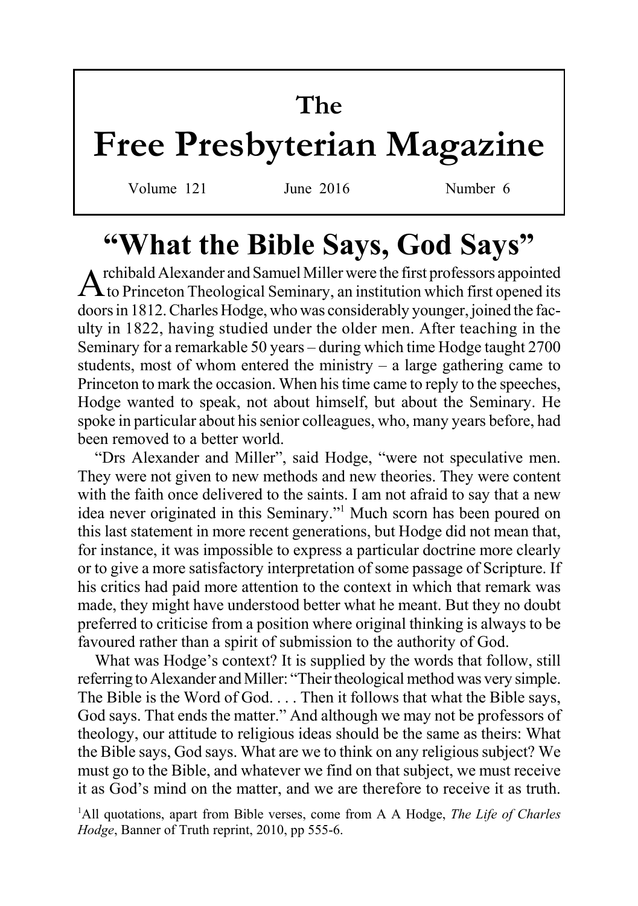# The Free Presbyterian Magazine

Volume 121 June 2016 Number 6

## "What the Bible Says, God Says"

Archibald Alexander and Samuel Miller were the first professors appointed to Princeton Theological Seminary, an institution which first opened its doors in 1812. Charles Hodge, who was considerably younger, joined the faculty in 1822, having studied under the older men. After teaching in the Seminary for a remarkable 50 years – during which time Hodge taught 2700 students, most of whom entered the ministry – a large gathering came to Princeton to mark the occasion. When his time came to reply to the speeches, Hodge wanted to speak, not about himself, but about the Seminary. He spoke in particular about his senior colleagues, who, many years before, had been removed to a better world.

"Drs Alexander and Miller", said Hodge, "were not speculative men. They were not given to new methods and new theories. They were content with the faith once delivered to the saints. I am not afraid to say that a new idea never originated in this Seminary."[1] Much scorn has been poured on this last statement in more recent generations, but Hodge did not mean that, for instance, it was impossible to express a particular doctrine more clearly or to give a more satisfactory interpretation of some passage of Scripture. If his critics had paid more attention to the context in which that remark was made, they might have understood better what he meant. But they no doubt preferred to criticise from a position where original thinking is always to be favoured rather than a spirit of submission to the authority of God.

What was Hodge's context? It is supplied by the words that follow, still referring to Alexander and Miller: "Their theological method was very simple. The Bible is the Word of God. . . . Then it follows that what the Bible says, God says. That ends the matter." And although we may not be professors of theology, our attitude to religious ideas should be the same as theirs: What the Bible says, God says. What are we to think on any religious subject? We must go to the Bible, and whatever we find on that subject, we must receive it as God's mind on the matter, and we are therefore to receive it as truth.

[1]All quotations, apart from Bible verses, come from A A Hodge, *The Life of Charles Hodge*, Banner of Truth reprint, 2010, pp 555-6.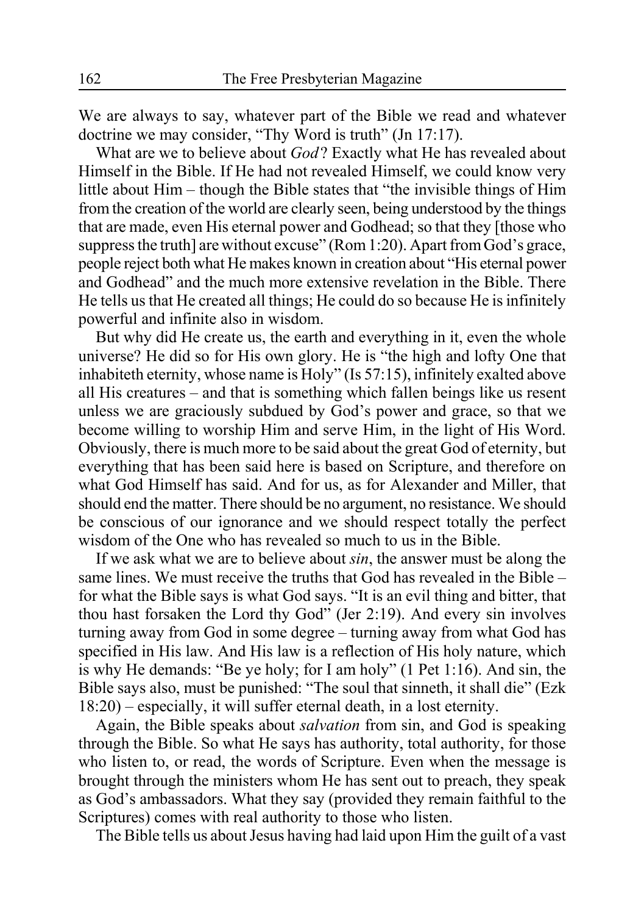We are always to say, whatever part of the Bible we read and whatever doctrine we may consider, "Thy Word is truth" (Jn 17:17).

What are we to believe about *God*? Exactly what He has revealed about Himself in the Bible. If He had not revealed Himself, we could know very little about Him – though the Bible states that "the invisible things of Him from the creation of the world are clearly seen, being understood by the things that are made, even His eternal power and Godhead; so that they [those who suppress the truth] are without excuse" (Rom 1:20). Apart from God's grace, people reject both what He makes known in creation about "His eternal power and Godhead" and the much more extensive revelation in the Bible. There He tells us that He created all things; He could do so because He is infinitely powerful and infinite also in wisdom.

But why did He create us, the earth and everything in it, even the whole universe? He did so for His own glory. He is "the high and lofty One that inhabiteth eternity, whose name is Holy" (Is 57:15), infinitely exalted above all His creatures – and that is something which fallen beings like us resent unless we are graciously subdued by God's power and grace, so that we become willing to worship Him and serve Him, in the light of His Word. Obviously, there is much more to be said about the great God of eternity, but everything that has been said here is based on Scripture, and therefore on what God Himself has said. And for us, as for Alexander and Miller, that should end the matter. There should be no argument, no resistance. We should be conscious of our ignorance and we should respect totally the perfect wisdom of the One who has revealed so much to us in the Bible.

If we ask what we are to believe about *sin*, the answer must be along the same lines. We must receive the truths that God has revealed in the Bible – for what the Bible says is what God says. "It is an evil thing and bitter, that thou hast forsaken the Lord thy God" (Jer 2:19). And every sin involves turning away from God in some degree – turning away from what God has specified in His law. And His law is a reflection of His holy nature, which is why He demands: "Be ye holy; for I am holy" (1 Pet 1:16). And sin, the Bible says also, must be punished: "The soul that sinneth, it shall die" (Ezk 18:20) – especially, it will suffer eternal death, in a lost eternity.

Again, the Bible speaks about *salvation* from sin, and God is speaking through the Bible. So what He says has authority, total authority, for those who listen to, or read, the words of Scripture. Even when the message is brought through the ministers whom He has sent out to preach, they speak as God's ambassadors. What they say (provided they remain faithful to the Scriptures) comes with real authority to those who listen.

The Bible tells us about Jesus having had laid upon Him the guilt of a vast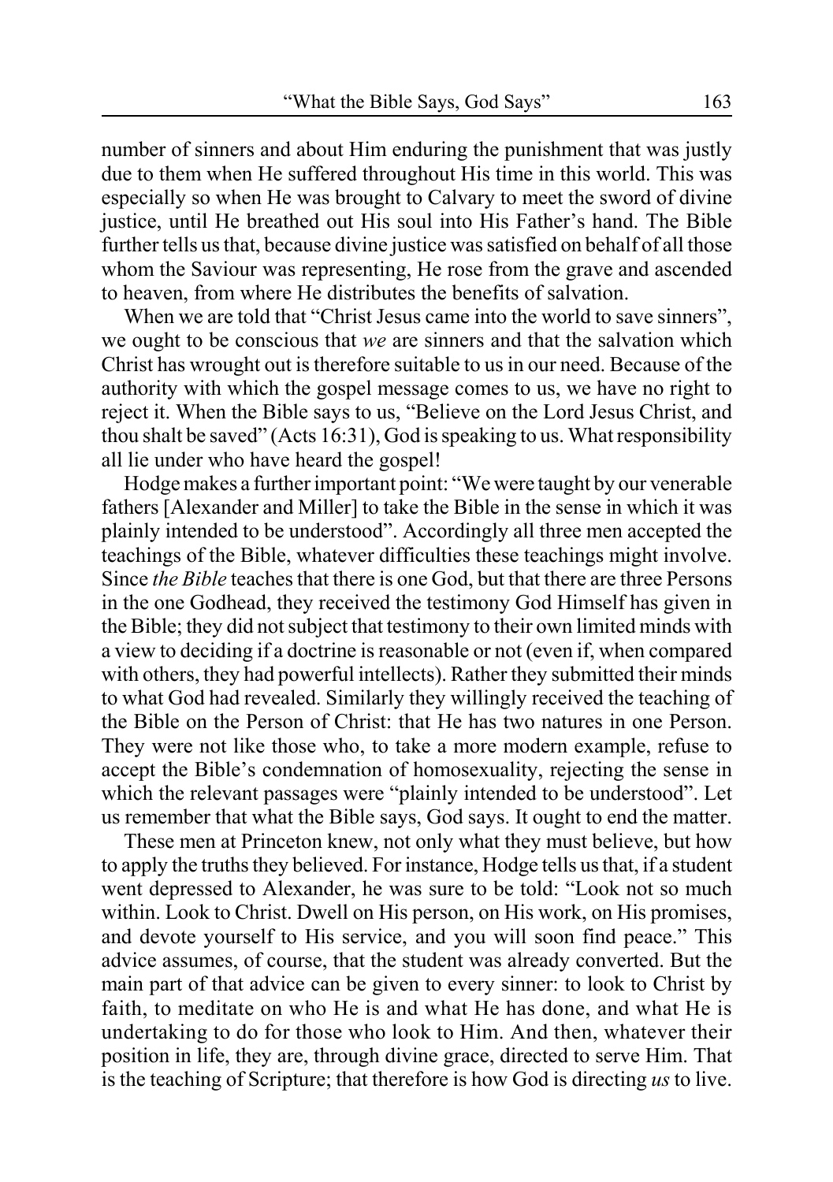number of sinners and about Him enduring the punishment that was justly due to them when He suffered throughout His time in this world. This was especially so when He was brought to Calvary to meet the sword of divine justice, until He breathed out His soul into His Father's hand. The Bible further tells us that, because divine justice was satisfied on behalf of all those whom the Saviour was representing, He rose from the grave and ascended to heaven, from where He distributes the benefits of salvation.

When we are told that "Christ Jesus came into the world to save sinners", we ought to be conscious that *we* are sinners and that the salvation which Christ has wrought out is therefore suitable to us in our need. Because of the authority with which the gospel message comes to us, we have no right to reject it. When the Bible says to us, "Believe on the Lord Jesus Christ, and thou shalt be saved" (Acts 16:31), God is speaking to us. What responsibility all lie under who have heard the gospel!

Hodge makes a further important point: "We were taught by our venerable fathers [Alexander and Miller] to take the Bible in the sense in which it was plainly intended to be understood". Accordingly all three men accepted the teachings of the Bible, whatever difficulties these teachings might involve. Since *the Bible* teaches that there is one God, but that there are three Persons in the one Godhead, they received the testimony God Himself has given in the Bible; they did not subject that testimony to their own limited minds with a view to deciding if a doctrine is reasonable or not (even if, when compared with others, they had powerful intellects). Rather they submitted their minds to what God had revealed. Similarly they willingly received the teaching of the Bible on the Person of Christ: that He has two natures in one Person. They were not like those who, to take a more modern example, refuse to accept the Bible's condemnation of homosexuality, rejecting the sense in which the relevant passages were "plainly intended to be understood". Let us remember that what the Bible says, God says. It ought to end the matter.

These men at Princeton knew, not only what they must believe, but how to apply the truths they believed. For instance, Hodge tells us that, if a student went depressed to Alexander, he was sure to be told: "Look not so much within. Look to Christ. Dwell on His person, on His work, on His promises, and devote yourself to His service, and you will soon find peace." This advice assumes, of course, that the student was already converted. But the main part of that advice can be given to every sinner: to look to Christ by faith, to meditate on who He is and what He has done, and what He is undertaking to do for those who look to Him. And then, whatever their position in life, they are, through divine grace, directed to serve Him. That is the teaching of Scripture; that therefore is how God is directing *us* to live.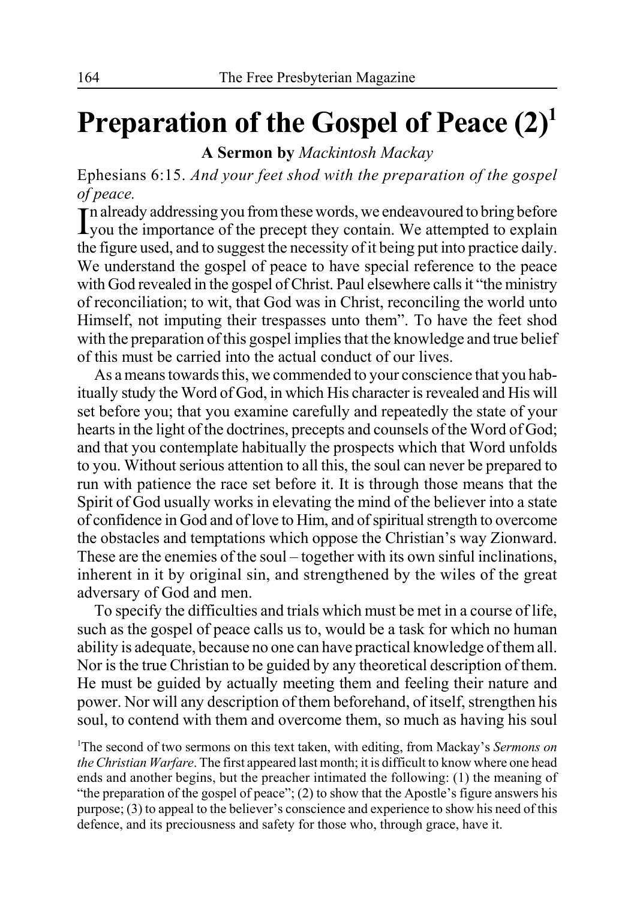# Preparation of the Gospel of Peace (2)[1]

**A Sermon by** *Mackintosh Mackay*

Ephesians 6:15. *And your feet shod with the preparation of the gospel of peace.*

In already addressing you from these words, we endeavoured to bring before you the importance of the precept they contain. We attempted to explain the figure used, and to suggest the necessity of it being put into practice daily. We understand the gospel of peace to have special reference to the peace with God revealed in the gospel of Christ. Paul elsewhere calls it "the ministry of reconciliation; to wit, that God was in Christ, reconciling the world unto Himself, not imputing their trespasses unto them". To have the feet shod with the preparation of this gospel implies that the knowledge and true belief of this must be carried into the actual conduct of our lives.

As a means towards this, we commended to your conscience that you habitually study the Word of God, in which His character is revealed and His will set before you; that you examine carefully and repeatedly the state of your hearts in the light of the doctrines, precepts and counsels of the Word of God; and that you contemplate habitually the prospects which that Word unfolds to you. Without serious attention to all this, the soul can never be prepared to run with patience the race set before it. It is through those means that the Spirit of God usually works in elevating the mind of the believer into a state of confidence in God and of love to Him, and of spiritual strength to overcome the obstacles and temptations which oppose the Christian's way Zionward. These are the enemies of the soul – together with its own sinful inclinations, inherent in it by original sin, and strengthened by the wiles of the great adversary of God and men.

To specify the difficulties and trials which must be met in a course of life, such as the gospel of peace calls us to, would be a task for which no human ability is adequate, because no one can have practical knowledge of them all. Nor is the true Christian to be guided by any theoretical description of them. He must be guided by actually meeting them and feeling their nature and power. Nor will any description of them beforehand, of itself, strengthen his soul, to contend with them and overcome them, so much as having his soul

[1]The second of two sermons on this text taken, with editing, from Mackay's *Sermons on the Christian Warfare*. The first appeared last month; it is difficult to know where one head ends and another begins, but the preacher intimated the following: (1) the meaning of "the preparation of the gospel of peace"; (2) to show that the Apostle's figure answers his purpose; (3) to appeal to the believer's conscience and experience to show his need of this defence, and its preciousness and safety for those who, through grace, have it.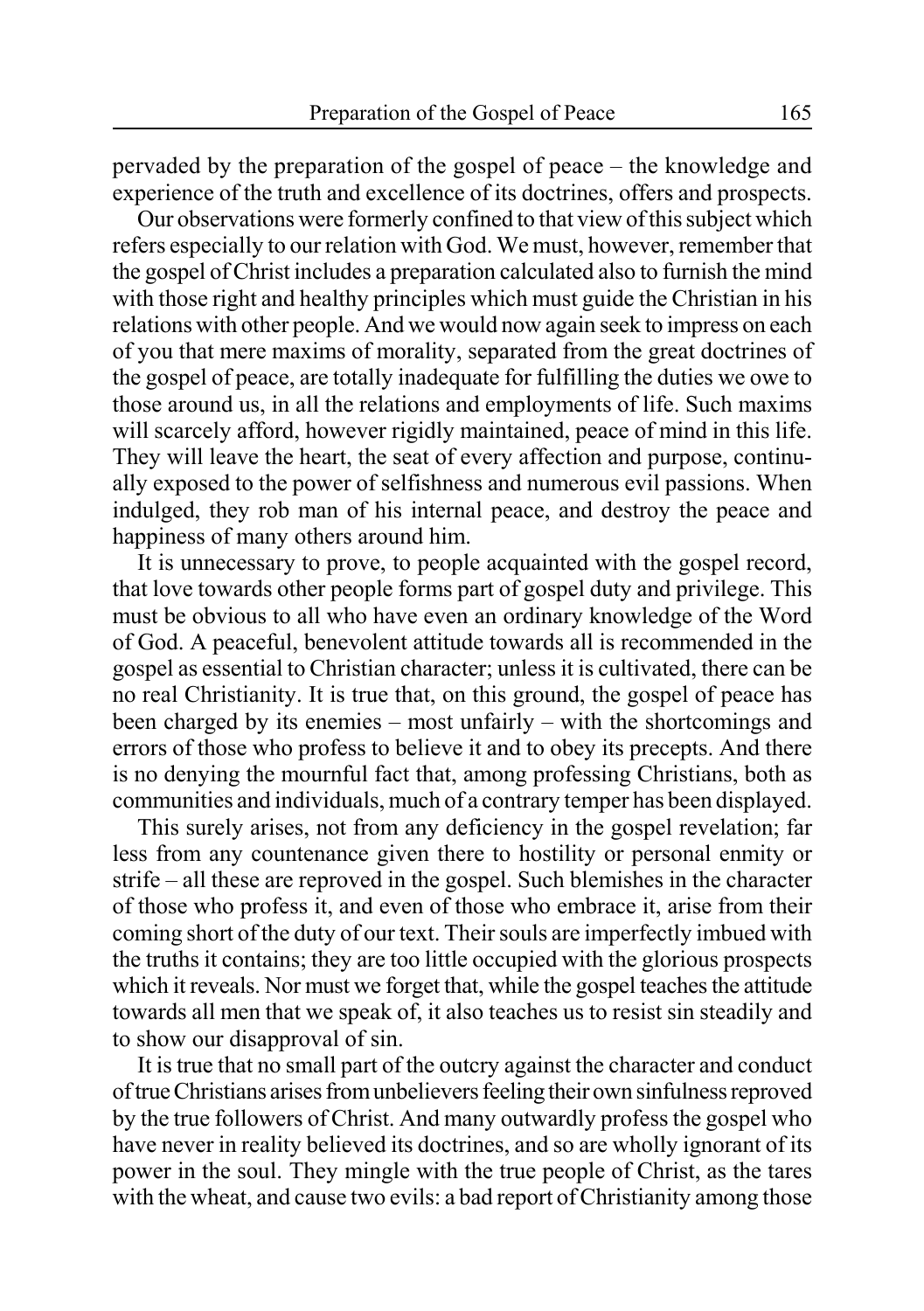pervaded by the preparation of the gospel of peace – the knowledge and experience of the truth and excellence of its doctrines, offers and prospects.

Our observations were formerly confined to that view of this subject which refers especially to our relation with God. We must, however, remember that the gospel of Christ includes a preparation calculated also to furnish the mind with those right and healthy principles which must guide the Christian in his relations with other people. And we would now again seek to impress on each of you that mere maxims of morality, separated from the great doctrines of the gospel of peace, are totally inadequate for fulfilling the duties we owe to those around us, in all the relations and employments of life. Such maxims will scarcely afford, however rigidly maintained, peace of mind in this life. They will leave the heart, the seat of every affection and purpose, continually exposed to the power of selfishness and numerous evil passions. When indulged, they rob man of his internal peace, and destroy the peace and happiness of many others around him.

It is unnecessary to prove, to people acquainted with the gospel record, that love towards other people forms part of gospel duty and privilege. This must be obvious to all who have even an ordinary knowledge of the Word of God. A peaceful, benevolent attitude towards all is recommended in the gospel as essential to Christian character; unless it is cultivated, there can be no real Christianity. It is true that, on this ground, the gospel of peace has been charged by its enemies – most unfairly – with the shortcomings and errors of those who profess to believe it and to obey its precepts. And there is no denying the mournful fact that, among professing Christians, both as communities and individuals, much of a contrary temper has been displayed.

This surely arises, not from any deficiency in the gospel revelation; far less from any countenance given there to hostility or personal enmity or strife – all these are reproved in the gospel. Such blemishes in the character of those who profess it, and even of those who embrace it, arise from their coming short of the duty of our text. Their souls are imperfectly imbued with the truths it contains; they are too little occupied with the glorious prospects which it reveals. Nor must we forget that, while the gospel teaches the attitude towards all men that we speak of, it also teaches us to resist sin steadily and to show our disapproval of sin.

It is true that no small part of the outcry against the character and conduct of true Christians arises from unbelievers feeling their own sinfulness reproved by the true followers of Christ. And many outwardly profess the gospel who have never in reality believed its doctrines, and so are wholly ignorant of its power in the soul. They mingle with the true people of Christ, as the tares with the wheat, and cause two evils: a bad report of Christianity among those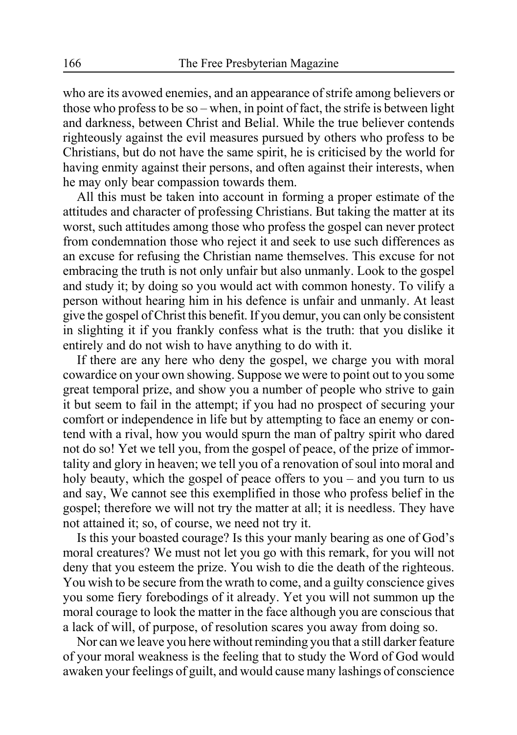who are its avowed enemies, and an appearance of strife among believers or those who profess to be so – when, in point of fact, the strife is between light and darkness, between Christ and Belial. While the true believer contends righteously against the evil measures pursued by others who profess to be Christians, but do not have the same spirit, he is criticised by the world for having enmity against their persons, and often against their interests, when he may only bear compassion towards them.

All this must be taken into account in forming a proper estimate of the attitudes and character of professing Christians. But taking the matter at its worst, such attitudes among those who profess the gospel can never protect from condemnation those who reject it and seek to use such differences as an excuse for refusing the Christian name themselves. This excuse for not embracing the truth is not only unfair but also unmanly. Look to the gospel and study it; by doing so you would act with common honesty. To vilify a person without hearing him in his defence is unfair and unmanly. At least give the gospel of Christ this benefit. If you demur, you can only be consistent in slighting it if you frankly confess what is the truth: that you dislike it entirely and do not wish to have anything to do with it.

If there are any here who deny the gospel, we charge you with moral cowardice on your own showing. Suppose we were to point out to you some great temporal prize, and show you a number of people who strive to gain it but seem to fail in the attempt; if you had no prospect of securing your comfort or independence in life but by attempting to face an enemy or contend with a rival, how you would spurn the man of paltry spirit who dared not do so! Yet we tell you, from the gospel of peace, of the prize of immortality and glory in heaven; we tell you of a renovation of soul into moral and holy beauty, which the gospel of peace offers to you – and you turn to us and say, We cannot see this exemplified in those who profess belief in the gospel; therefore we will not try the matter at all; it is needless. They have not attained it; so, of course, we need not try it.

Is this your boasted courage? Is this your manly bearing as one of God's moral creatures? We must not let you go with this remark, for you will not deny that you esteem the prize. You wish to die the death of the righteous. You wish to be secure from the wrath to come, and a guilty conscience gives you some fiery forebodings of it already. Yet you will not summon up the moral courage to look the matter in the face although you are conscious that a lack of will, of purpose, of resolution scares you away from doing so.

Nor can we leave you here without reminding you that a still darker feature of your moral weakness is the feeling that to study the Word of God would awaken your feelings of guilt, and would cause many lashings of conscience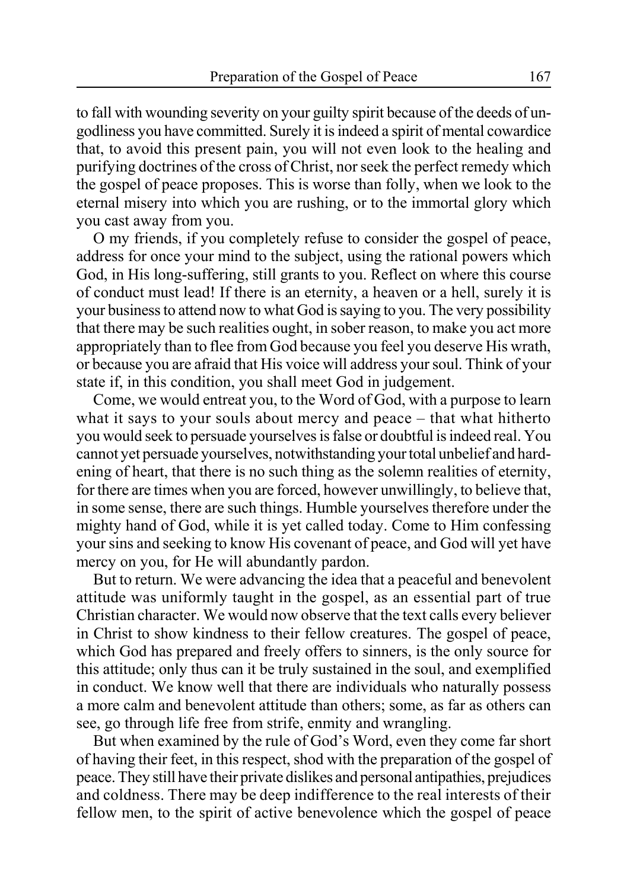to fall with wounding severity on your guilty spirit because of the deeds of ungodliness you have committed. Surely it is indeed a spirit of mental cowardice that, to avoid this present pain, you will not even look to the healing and purifying doctrines of the cross of Christ, nor seek the perfect remedy which the gospel of peace proposes. This is worse than folly, when we look to the eternal misery into which you are rushing, or to the immortal glory which you cast away from you.

O my friends, if you completely refuse to consider the gospel of peace, address for once your mind to the subject, using the rational powers which God, in His long-suffering, still grants to you. Reflect on where this course of conduct must lead! If there is an eternity, a heaven or a hell, surely it is your business to attend now to what God is saying to you. The very possibility that there may be such realities ought, in sober reason, to make you act more appropriately than to flee from God because you feel you deserve His wrath, or because you are afraid that His voice will address your soul. Think of your state if, in this condition, you shall meet God in judgement.

Come, we would entreat you, to the Word of God, with a purpose to learn what it says to your souls about mercy and peace – that what hitherto you would seek to persuade yourselves is false or doubtful is indeed real. You cannot yet persuade yourselves, notwithstanding your total unbelief and hardening of heart, that there is no such thing as the solemn realities of eternity, for there are times when you are forced, however unwillingly, to believe that, in some sense, there are such things. Humble yourselves therefore under the mighty hand of God, while it is yet called today. Come to Him confessing your sins and seeking to know His covenant of peace, and God will yet have mercy on you, for He will abundantly pardon.

But to return. We were advancing the idea that a peaceful and benevolent attitude was uniformly taught in the gospel, as an essential part of true Christian character. We would now observe that the text calls every believer in Christ to show kindness to their fellow creatures. The gospel of peace, which God has prepared and freely offers to sinners, is the only source for this attitude; only thus can it be truly sustained in the soul, and exemplified in conduct. We know well that there are individuals who naturally possess a more calm and benevolent attitude than others; some, as far as others can see, go through life free from strife, enmity and wrangling.

But when examined by the rule of God's Word, even they come far short of having their feet, in this respect, shod with the preparation of the gospel of peace. They still have their private dislikes and personal antipathies, prejudices and coldness. There may be deep indifference to the real interests of their fellow men, to the spirit of active benevolence which the gospel of peace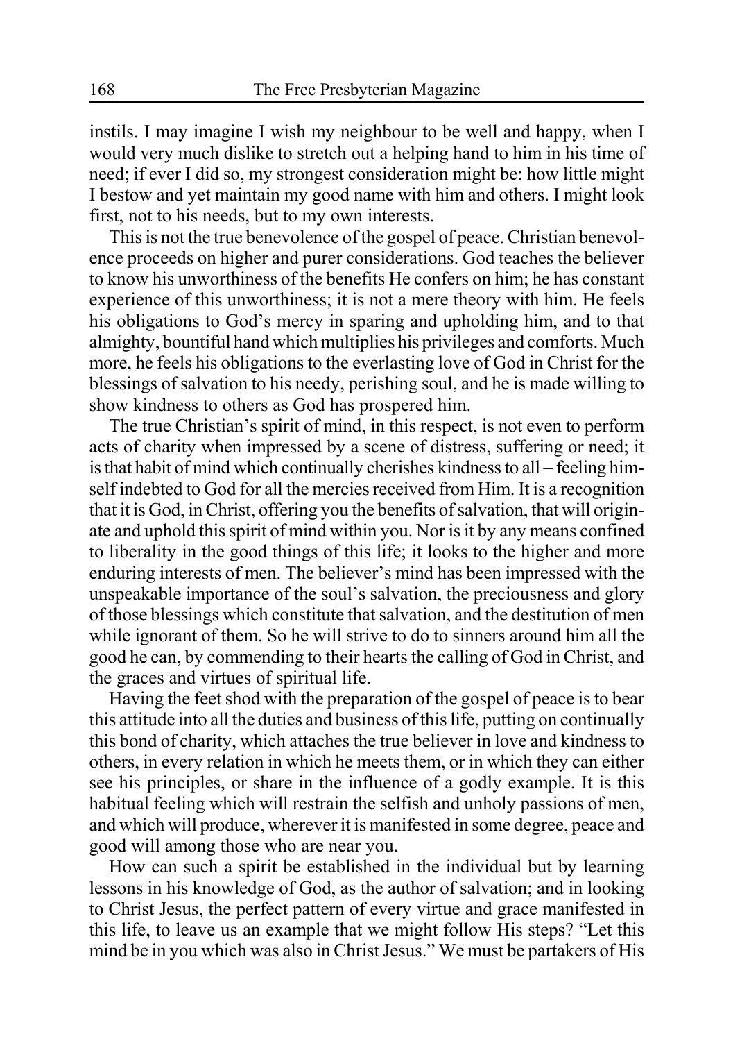instils. I may imagine I wish my neighbour to be well and happy, when I would very much dislike to stretch out a helping hand to him in his time of need; if ever I did so, my strongest consideration might be: how little might I bestow and yet maintain my good name with him and others. I might look first, not to his needs, but to my own interests.

This is not the true benevolence of the gospel of peace. Christian benevolence proceeds on higher and purer considerations. God teaches the believer to know his unworthiness of the benefits He confers on him; he has constant experience of this unworthiness; it is not a mere theory with him. He feels his obligations to God's mercy in sparing and upholding him, and to that almighty, bountiful hand which multiplies his privileges and comforts. Much more, he feels his obligations to the everlasting love of God in Christ for the blessings of salvation to his needy, perishing soul, and he is made willing to show kindness to others as God has prospered him.

The true Christian's spirit of mind, in this respect, is not even to perform acts of charity when impressed by a scene of distress, suffering or need; it is that habit of mind which continually cherishes kindness to all – feeling himself indebted to God for all the mercies received from Him. It is a recognition that it is God, in Christ, offering you the benefits of salvation, that will originate and uphold this spirit of mind within you. Nor is it by any means confined to liberality in the good things of this life; it looks to the higher and more enduring interests of men. The believer's mind has been impressed with the unspeakable importance of the soul's salvation, the preciousness and glory of those blessings which constitute that salvation, and the destitution of men while ignorant of them. So he will strive to do to sinners around him all the good he can, by commending to their hearts the calling of God in Christ, and the graces and virtues of spiritual life.

Having the feet shod with the preparation of the gospel of peace is to bear this attitude into all the duties and business of this life, putting on continually this bond of charity, which attaches the true believer in love and kindness to others, in every relation in which he meets them, or in which they can either see his principles, or share in the influence of a godly example. It is this habitual feeling which will restrain the selfish and unholy passions of men, and which will produce, wherever it is manifested in some degree, peace and good will among those who are near you.

How can such a spirit be established in the individual but by learning lessons in his knowledge of God, as the author of salvation; and in looking to Christ Jesus, the perfect pattern of every virtue and grace manifested in this life, to leave us an example that we might follow His steps? "Let this mind be in you which was also in Christ Jesus." We must be partakers of His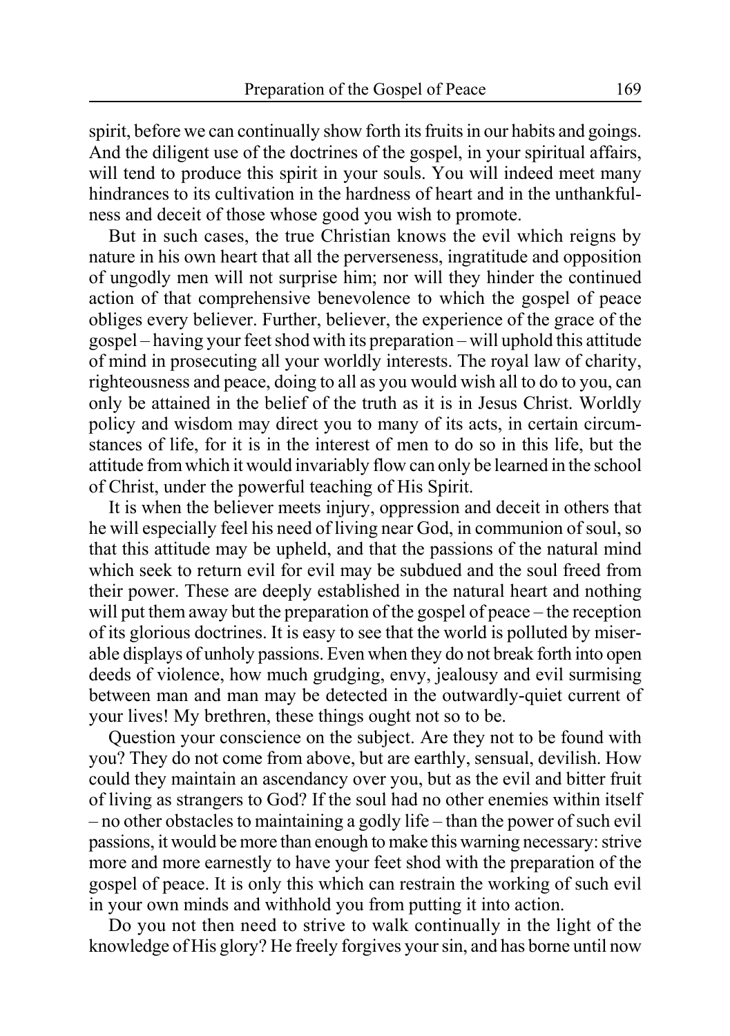spirit, before we can continually show forth its fruits in our habits and goings. And the diligent use of the doctrines of the gospel, in your spiritual affairs, will tend to produce this spirit in your souls. You will indeed meet many hindrances to its cultivation in the hardness of heart and in the unthankfulness and deceit of those whose good you wish to promote.

But in such cases, the true Christian knows the evil which reigns by nature in his own heart that all the perverseness, ingratitude and opposition of ungodly men will not surprise him; nor will they hinder the continued action of that comprehensive benevolence to which the gospel of peace obliges every believer. Further, believer, the experience of the grace of the gospel – having your feet shod with its preparation – will uphold this attitude of mind in prosecuting all your worldly interests. The royal law of charity, righteousness and peace, doing to all as you would wish all to do to you, can only be attained in the belief of the truth as it is in Jesus Christ. Worldly policy and wisdom may direct you to many of its acts, in certain circumstances of life, for it is in the interest of men to do so in this life, but the attitude from which it would invariably flow can only be learned in the school of Christ, under the powerful teaching of His Spirit.

It is when the believer meets injury, oppression and deceit in others that he will especially feel his need of living near God, in communion of soul, so that this attitude may be upheld, and that the passions of the natural mind which seek to return evil for evil may be subdued and the soul freed from their power. These are deeply established in the natural heart and nothing will put them away but the preparation of the gospel of peace – the reception of its glorious doctrines. It is easy to see that the world is polluted by miserable displays of unholy passions. Even when they do not break forth into open deeds of violence, how much grudging, envy, jealousy and evil surmising between man and man may be detected in the outwardly-quiet current of your lives! My brethren, these things ought not so to be.

Question your conscience on the subject. Are they not to be found with you? They do not come from above, but are earthly, sensual, devilish. How could they maintain an ascendancy over you, but as the evil and bitter fruit of living as strangers to God? If the soul had no other enemies within itself – no other obstacles to maintaining a godly life – than the power of such evil passions, it would be more than enough to make this warning necessary: strive more and more earnestly to have your feet shod with the preparation of the gospel of peace. It is only this which can restrain the working of such evil in your own minds and withhold you from putting it into action.

Do you not then need to strive to walk continually in the light of the knowledge of His glory? He freely forgives your sin, and has borne until now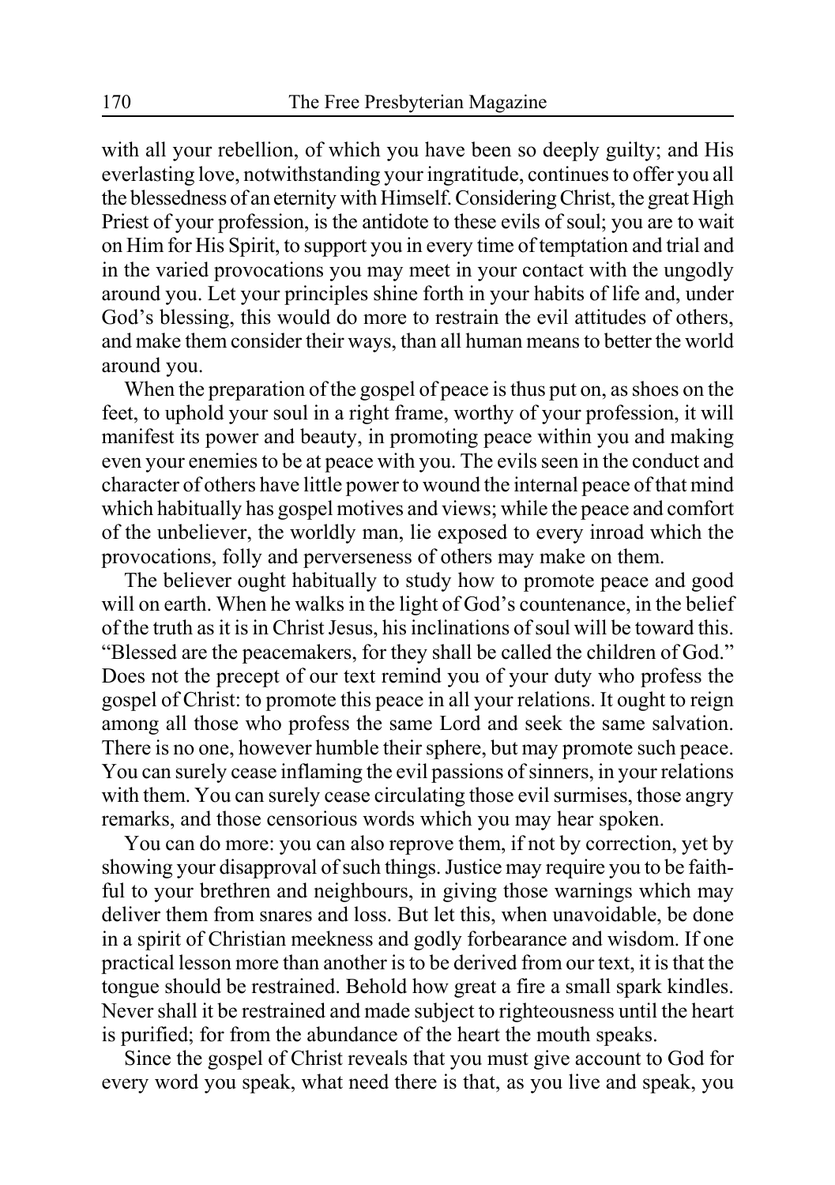with all your rebellion, of which you have been so deeply guilty; and His everlasting love, notwithstanding your ingratitude, continues to offer you all the blessedness of an eternity with Himself. Considering Christ, the great High Priest of your profession, is the antidote to these evils of soul; you are to wait on Him for His Spirit, to support you in every time of temptation and trial and in the varied provocations you may meet in your contact with the ungodly around you. Let your principles shine forth in your habits of life and, under God's blessing, this would do more to restrain the evil attitudes of others, and make them consider their ways, than all human means to better the world around you.

When the preparation of the gospel of peace is thus put on, as shoes on the feet, to uphold your soul in a right frame, worthy of your profession, it will manifest its power and beauty, in promoting peace within you and making even your enemies to be at peace with you. The evils seen in the conduct and character of others have little power to wound the internal peace of that mind which habitually has gospel motives and views; while the peace and comfort of the unbeliever, the worldly man, lie exposed to every inroad which the provocations, folly and perverseness of others may make on them.

The believer ought habitually to study how to promote peace and good will on earth. When he walks in the light of God's countenance, in the belief of the truth as it is in Christ Jesus, his inclinations of soul will be toward this. "Blessed are the peacemakers, for they shall be called the children of God." Does not the precept of our text remind you of your duty who profess the gospel of Christ: to promote this peace in all your relations. It ought to reign among all those who profess the same Lord and seek the same salvation. There is no one, however humble their sphere, but may promote such peace. You can surely cease inflaming the evil passions of sinners, in your relations with them. You can surely cease circulating those evil surmises, those angry remarks, and those censorious words which you may hear spoken.

You can do more: you can also reprove them, if not by correction, yet by showing your disapproval of such things. Justice may require you to be faithful to your brethren and neighbours, in giving those warnings which may deliver them from snares and loss. But let this, when unavoidable, be done in a spirit of Christian meekness and godly forbearance and wisdom. If one practical lesson more than another is to be derived from our text, it is that the tongue should be restrained. Behold how great a fire a small spark kindles. Never shall it be restrained and made subject to righteousness until the heart is purified; for from the abundance of the heart the mouth speaks.

Since the gospel of Christ reveals that you must give account to God for every word you speak, what need there is that, as you live and speak, you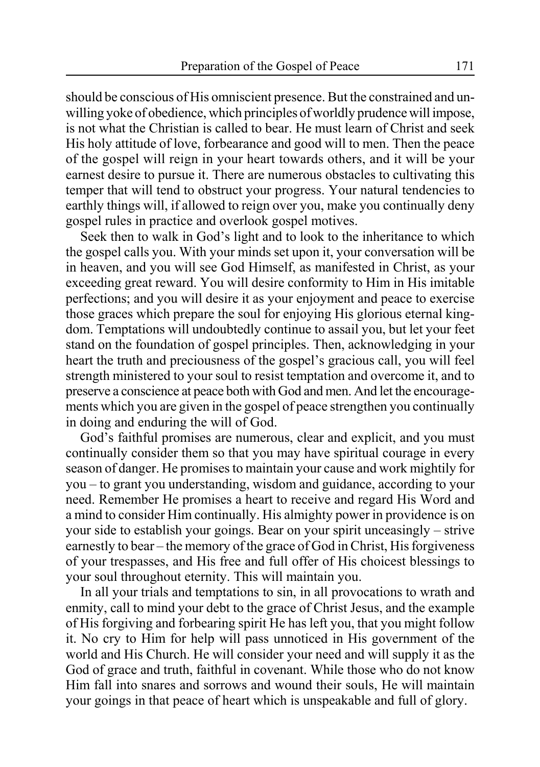should be conscious of His omniscient presence. But the constrained and unwilling yoke of obedience, which principles of worldly prudence will impose, is not what the Christian is called to bear. He must learn of Christ and seek His holy attitude of love, forbearance and good will to men. Then the peace of the gospel will reign in your heart towards others, and it will be your earnest desire to pursue it. There are numerous obstacles to cultivating this temper that will tend to obstruct your progress. Your natural tendencies to earthly things will, if allowed to reign over you, make you continually deny gospel rules in practice and overlook gospel motives.

Seek then to walk in God's light and to look to the inheritance to which the gospel calls you. With your minds set upon it, your conversation will be in heaven, and you will see God Himself, as manifested in Christ, as your exceeding great reward. You will desire conformity to Him in His imitable perfections; and you will desire it as your enjoyment and peace to exercise those graces which prepare the soul for enjoying His glorious eternal kingdom. Temptations will undoubtedly continue to assail you, but let your feet stand on the foundation of gospel principles. Then, acknowledging in your heart the truth and preciousness of the gospel's gracious call, you will feel strength ministered to your soul to resist temptation and overcome it, and to preserve a conscience at peace both with God and men. And let the encouragements which you are given in the gospel of peace strengthen you continually in doing and enduring the will of God.

God's faithful promises are numerous, clear and explicit, and you must continually consider them so that you may have spiritual courage in every season of danger. He promises to maintain your cause and work mightily for you – to grant you understanding, wisdom and guidance, according to your need. Remember He promises a heart to receive and regard His Word and a mind to consider Him continually. His almighty power in providence is on your side to establish your goings. Bear on your spirit unceasingly – strive earnestly to bear – the memory of the grace of God in Christ, His forgiveness of your trespasses, and His free and full offer of His choicest blessings to your soul throughout eternity. This will maintain you.

In all your trials and temptations to sin, in all provocations to wrath and enmity, call to mind your debt to the grace of Christ Jesus, and the example of His forgiving and forbearing spirit He has left you, that you might follow it. No cry to Him for help will pass unnoticed in His government of the world and His Church. He will consider your need and will supply it as the God of grace and truth, faithful in covenant. While those who do not know Him fall into snares and sorrows and wound their souls, He will maintain your goings in that peace of heart which is unspeakable and full of glory.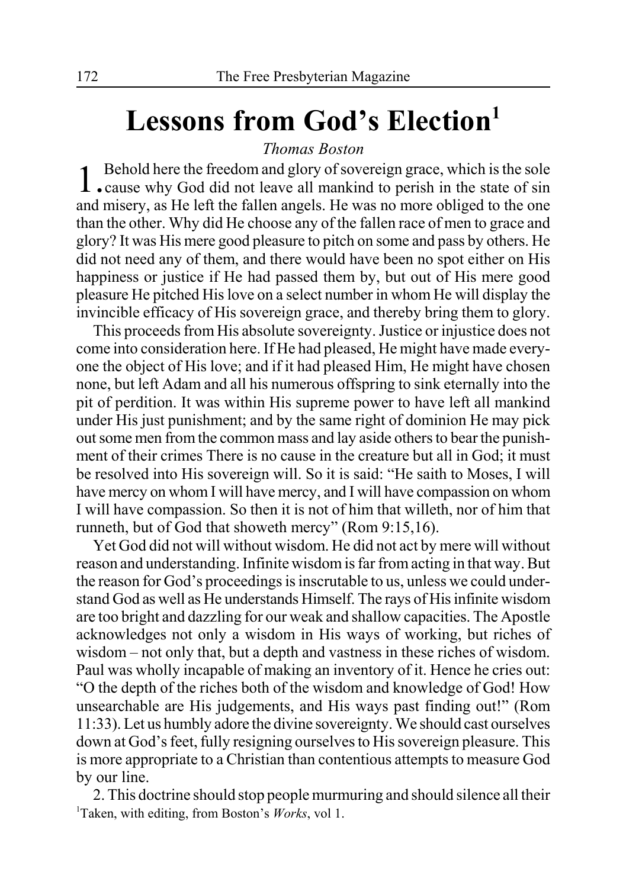# Lessons from God's Election[1]

*Thomas Boston*

1. Behold here the freedom and glory of sovereign grace, which is the sole cause why God did not leave all mankind to perish in the state of sin and misery, as He left the fallen angels. He was no more obliged to the one than the other. Why did He choose any of the fallen race of men to grace and glory? It was His mere good pleasure to pitch on some and pass by others. He did not need any of them, and there would have been no spot either on His happiness or justice if He had passed them by, but out of His mere good pleasure He pitched His love on a select number in whom He will display the invincible efficacy of His sovereign grace, and thereby bring them to glory.

This proceeds from His absolute sovereignty. Justice or injustice does not come into consideration here. If He had pleased, He might have made everyone the object of His love; and if it had pleased Him, He might have chosen none, but left Adam and all his numerous offspring to sink eternally into the pit of perdition. It was within His supreme power to have left all mankind under His just punishment; and by the same right of dominion He may pick out some men from the common mass and lay aside others to bear the punishment of their crimes There is no cause in the creature but all in God; it must be resolved into His sovereign will. So it is said: "He saith to Moses, I will have mercy on whom I will have mercy, and I will have compassion on whom I will have compassion. So then it is not of him that willeth, nor of him that runneth, but of God that showeth mercy" (Rom 9:15,16).

Yet God did not will without wisdom. He did not act by mere will without reason and understanding. Infinite wisdom is far from acting in that way. But the reason for God's proceedings is inscrutable to us, unless we could understand God as well as He understands Himself. The rays of His infinite wisdom are too bright and dazzling for our weak and shallow capacities. The Apostle acknowledges not only a wisdom in His ways of working, but riches of wisdom – not only that, but a depth and vastness in these riches of wisdom. Paul was wholly incapable of making an inventory of it. Hence he cries out: "O the depth of the riches both of the wisdom and knowledge of God! How unsearchable are His judgements, and His ways past finding out!" (Rom 11:33). Let us humbly adore the divine sovereignty. We should cast ourselves down at God's feet, fully resigning ourselves to His sovereign pleasure. This is more appropriate to a Christian than contentious attempts to measure God by our line.

2. This doctrine should stop people murmuring and should silence all their

[1]Taken, with editing, from Boston's *Works*, vol 1.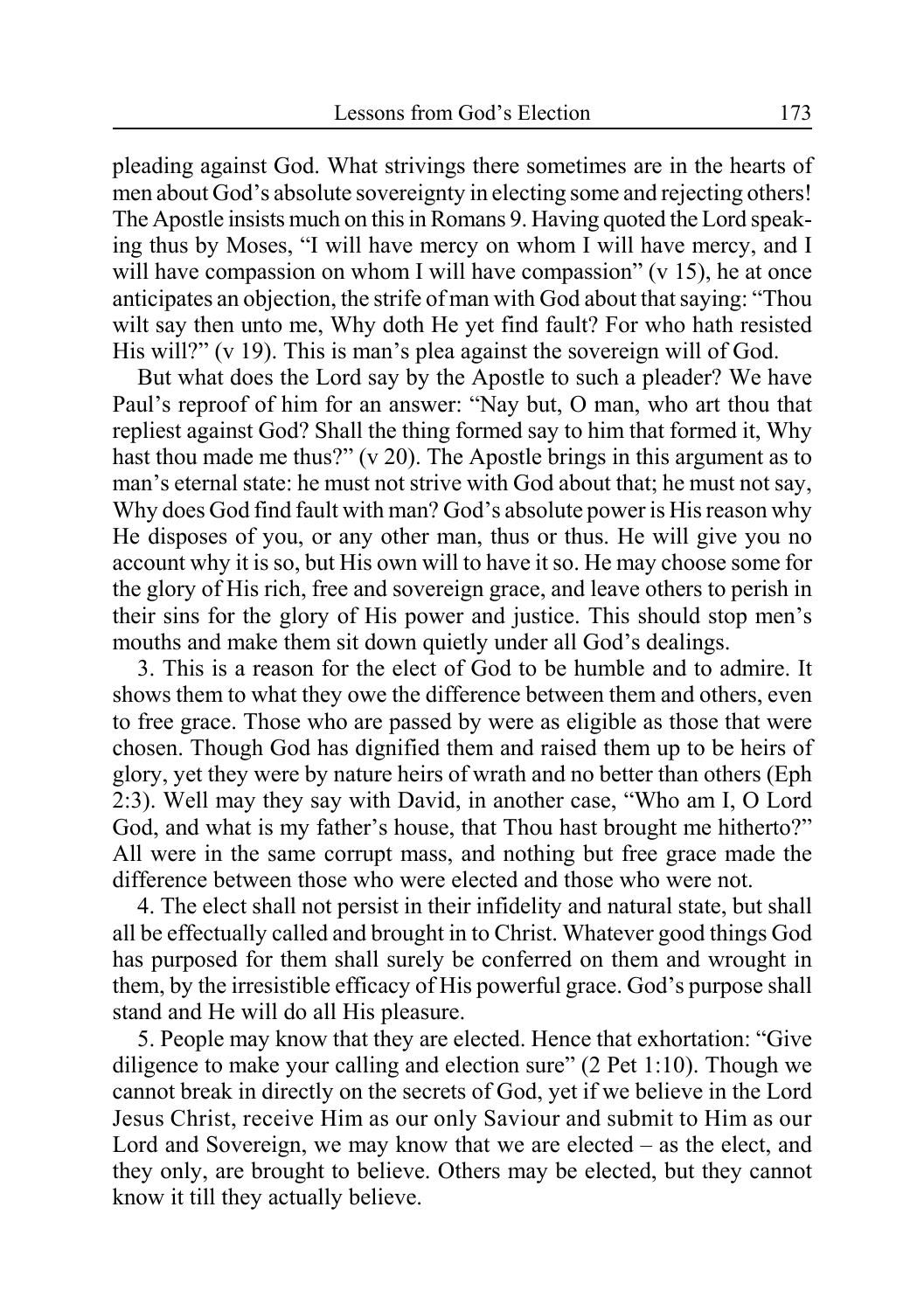pleading against God. What strivings there sometimes are in the hearts of men about God's absolute sovereignty in electing some and rejecting others! The Apostle insists much on this in Romans 9. Having quoted the Lord speaking thus by Moses, "I will have mercy on whom I will have mercy, and I will have compassion on whom I will have compassion" (v 15), he at once anticipates an objection, the strife of man with God about that saying: "Thou wilt say then unto me, Why doth He yet find fault? For who hath resisted His will?" (v 19). This is man's plea against the sovereign will of God.

But what does the Lord say by the Apostle to such a pleader? We have Paul's reproof of him for an answer: "Nay but, O man, who art thou that repliest against God? Shall the thing formed say to him that formed it, Why hast thou made me thus?" (v 20). The Apostle brings in this argument as to man's eternal state: he must not strive with God about that; he must not say, Why does God find fault with man? God's absolute power is His reason why He disposes of you, or any other man, thus or thus. He will give you no account why it is so, but His own will to have it so. He may choose some for the glory of His rich, free and sovereign grace, and leave others to perish in their sins for the glory of His power and justice. This should stop men's mouths and make them sit down quietly under all God's dealings.

3. This is a reason for the elect of God to be humble and to admire. It shows them to what they owe the difference between them and others, even to free grace. Those who are passed by were as eligible as those that were chosen. Though God has dignified them and raised them up to be heirs of glory, yet they were by nature heirs of wrath and no better than others (Eph 2:3). Well may they say with David, in another case, "Who am I, O Lord God, and what is my father's house, that Thou hast brought me hitherto?" All were in the same corrupt mass, and nothing but free grace made the difference between those who were elected and those who were not.

4. The elect shall not persist in their infidelity and natural state, but shall all be effectually called and brought in to Christ. Whatever good things God has purposed for them shall surely be conferred on them and wrought in them, by the irresistible efficacy of His powerful grace. God's purpose shall stand and He will do all His pleasure.

5. People may know that they are elected. Hence that exhortation: "Give diligence to make your calling and election sure" (2 Pet 1:10). Though we cannot break in directly on the secrets of God, yet if we believe in the Lord Jesus Christ, receive Him as our only Saviour and submit to Him as our Lord and Sovereign, we may know that we are elected – as the elect, and they only, are brought to believe. Others may be elected, but they cannot know it till they actually believe.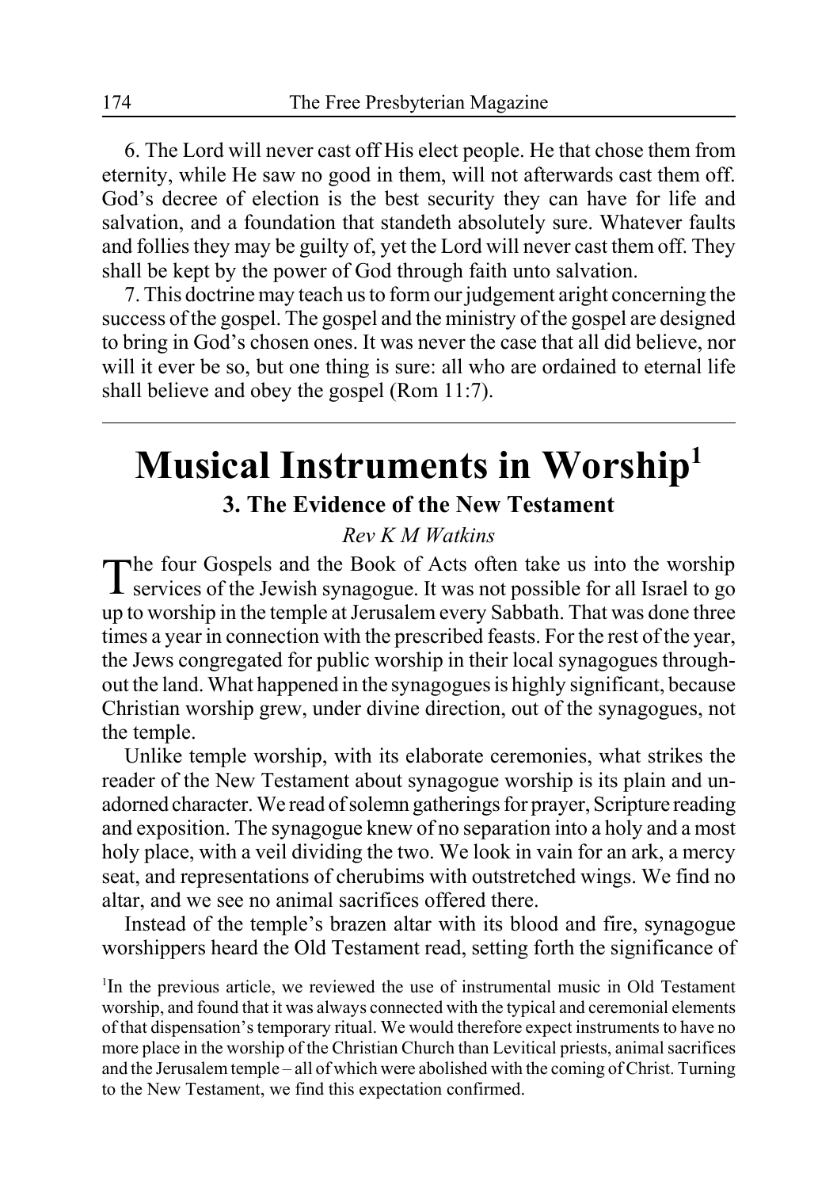6. The Lord will never cast off His elect people. He that chose them from eternity, while He saw no good in them, will not afterwards cast them off. God's decree of election is the best security they can have for life and salvation, and a foundation that standeth absolutely sure. Whatever faults and follies they may be guilty of, yet the Lord will never cast them off. They shall be kept by the power of God through faith unto salvation.

7. This doctrine may teach us to form our judgement aright concerning the success of the gospel. The gospel and the ministry of the gospel are designed to bring in God's chosen ones. It was never the case that all did believe, nor will it ever be so, but one thing is sure: all who are ordained to eternal life shall believe and obey the gospel (Rom 11:7).

---

# Musical Instruments in Worship[1]

## 3. The Evidence of the New Testament

*Rev K M Watkins*

The four Gospels and the Book of Acts often take us into the worship services of the Jewish synagogue. It was not possible for all Israel to go up to worship in the temple at Jerusalem every Sabbath. That was done three times a year in connection with the prescribed feasts. For the rest of the year, the Jews congregated for public worship in their local synagogues throughout the land. What happened in the synagogues is highly significant, because Christian worship grew, under divine direction, out of the synagogues, not the temple.

Unlike temple worship, with its elaborate ceremonies, what strikes the reader of the New Testament about synagogue worship is its plain and unadorned character. We read of solemn gatherings for prayer, Scripture reading and exposition. The synagogue knew of no separation into a holy and a most holy place, with a veil dividing the two. We look in vain for an ark, a mercy seat, and representations of cherubims with outstretched wings. We find no altar, and we see no animal sacrifices offered there.

Instead of the temple's brazen altar with its blood and fire, synagogue worshippers heard the Old Testament read, setting forth the significance of

[1]In the previous article, we reviewed the use of instrumental music in Old Testament worship, and found that it was always connected with the typical and ceremonial elements of that dispensation's temporary ritual. We would therefore expect instruments to have no more place in the worship of the Christian Church than Levitical priests, animal sacrifices and the Jerusalem temple – all of which were abolished with the coming of Christ. Turning to the New Testament, we find this expectation confirmed.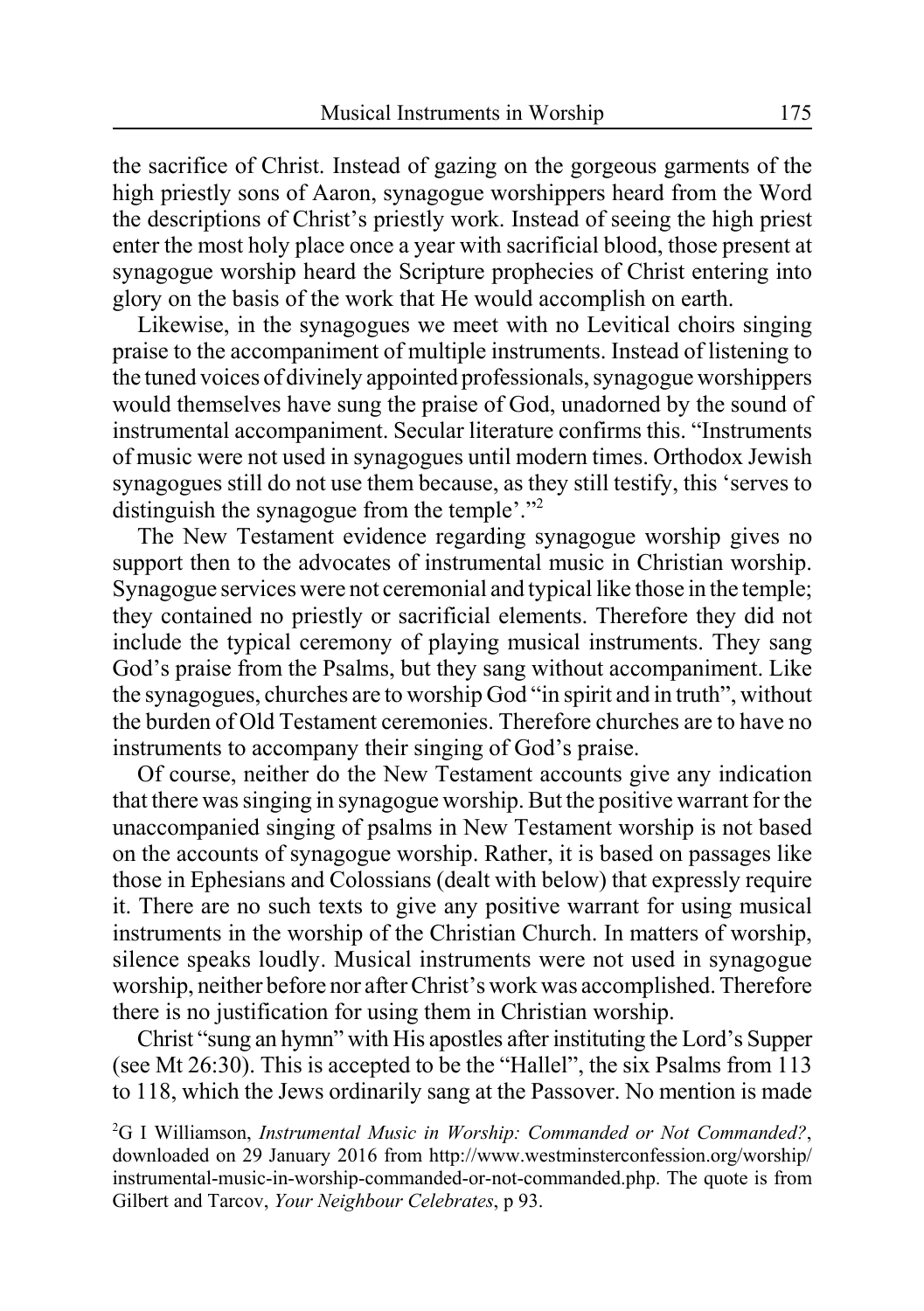the sacrifice of Christ. Instead of gazing on the gorgeous garments of the high priestly sons of Aaron, synagogue worshippers heard from the Word the descriptions of Christ's priestly work. Instead of seeing the high priest enter the most holy place once a year with sacrificial blood, those present at synagogue worship heard the Scripture prophecies of Christ entering into glory on the basis of the work that He would accomplish on earth.

Likewise, in the synagogues we meet with no Levitical choirs singing praise to the accompaniment of multiple instruments. Instead of listening to the tuned voices of divinely appointed professionals, synagogue worshippers would themselves have sung the praise of God, unadorned by the sound of instrumental accompaniment. Secular literature confirms this. "Instruments of music were not used in synagogues until modern times. Orthodox Jewish synagogues still do not use them because, as they still testify, this 'serves to distinguish the synagogue from the temple'."[2]

The New Testament evidence regarding synagogue worship gives no support then to the advocates of instrumental music in Christian worship. Synagogue services were not ceremonial and typical like those in the temple; they contained no priestly or sacrificial elements. Therefore they did not include the typical ceremony of playing musical instruments. They sang God's praise from the Psalms, but they sang without accompaniment. Like the synagogues, churches are to worship God "in spirit and in truth", without the burden of Old Testament ceremonies. Therefore churches are to have no instruments to accompany their singing of God's praise.

Of course, neither do the New Testament accounts give any indication that there was singing in synagogue worship. But the positive warrant for the unaccompanied singing of psalms in New Testament worship is not based on the accounts of synagogue worship. Rather, it is based on passages like those in Ephesians and Colossians (dealt with below) that expressly require it. There are no such texts to give any positive warrant for using musical instruments in the worship of the Christian Church. In matters of worship, silence speaks loudly. Musical instruments were not used in synagogue worship, neither before nor after Christ's work was accomplished. Therefore there is no justification for using them in Christian worship.

Christ "sung an hymn" with His apostles after instituting the Lord's Supper (see Mt 26:30). This is accepted to be the "Hallel", the six Psalms from 113 to 118, which the Jews ordinarily sang at the Passover. No mention is made

[2] G I Williamson, *Instrumental Music in Worship: Commanded or Not Commanded?*, downloaded on 29 January 2016 from http://www.westminsterconfession.org/worship/instrumental-music-in-worship-commanded-or-not-commanded.php. The quote is from Gilbert and Tarcov, *Your Neighbour Celebrates*, p 93.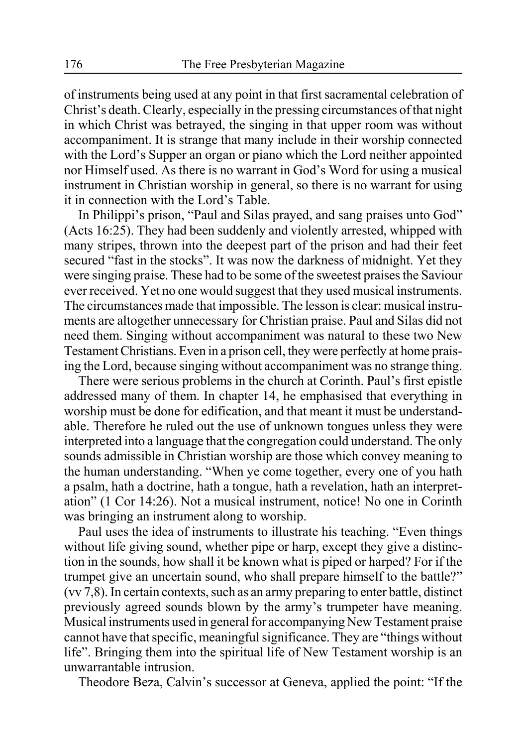of instruments being used at any point in that first sacramental celebration of Christ's death. Clearly, especially in the pressing circumstances of that night in which Christ was betrayed, the singing in that upper room was without accompaniment. It is strange that many include in their worship connected with the Lord's Supper an organ or piano which the Lord neither appointed nor Himself used. As there is no warrant in God's Word for using a musical instrument in Christian worship in general, so there is no warrant for using it in connection with the Lord's Table.

In Philippi's prison, "Paul and Silas prayed, and sang praises unto God" (Acts 16:25). They had been suddenly and violently arrested, whipped with many stripes, thrown into the deepest part of the prison and had their feet secured "fast in the stocks". It was now the darkness of midnight. Yet they were singing praise. These had to be some of the sweetest praises the Saviour ever received. Yet no one would suggest that they used musical instruments. The circumstances made that impossible. The lesson is clear: musical instruments are altogether unnecessary for Christian praise. Paul and Silas did not need them. Singing without accompaniment was natural to these two New Testament Christians. Even in a prison cell, they were perfectly at home praising the Lord, because singing without accompaniment was no strange thing.

There were serious problems in the church at Corinth. Paul's first epistle addressed many of them. In chapter 14, he emphasised that everything in worship must be done for edification, and that meant it must be understandable. Therefore he ruled out the use of unknown tongues unless they were interpreted into a language that the congregation could understand. The only sounds admissible in Christian worship are those which convey meaning to the human understanding. "When ye come together, every one of you hath a psalm, hath a doctrine, hath a tongue, hath a revelation, hath an interpretation" (1 Cor 14:26). Not a musical instrument, notice! No one in Corinth was bringing an instrument along to worship.

Paul uses the idea of instruments to illustrate his teaching. "Even things without life giving sound, whether pipe or harp, except they give a distinction in the sounds, how shall it be known what is piped or harped? For if the trumpet give an uncertain sound, who shall prepare himself to the battle?" (vv 7,8). In certain contexts, such as an army preparing to enter battle, distinct previously agreed sounds blown by the army's trumpeter have meaning. Musical instruments used in general for accompanying New Testament praise cannot have that specific, meaningful significance. They are "things without life". Bringing them into the spiritual life of New Testament worship is an unwarrantable intrusion.

Theodore Beza, Calvin's successor at Geneva, applied the point: "If the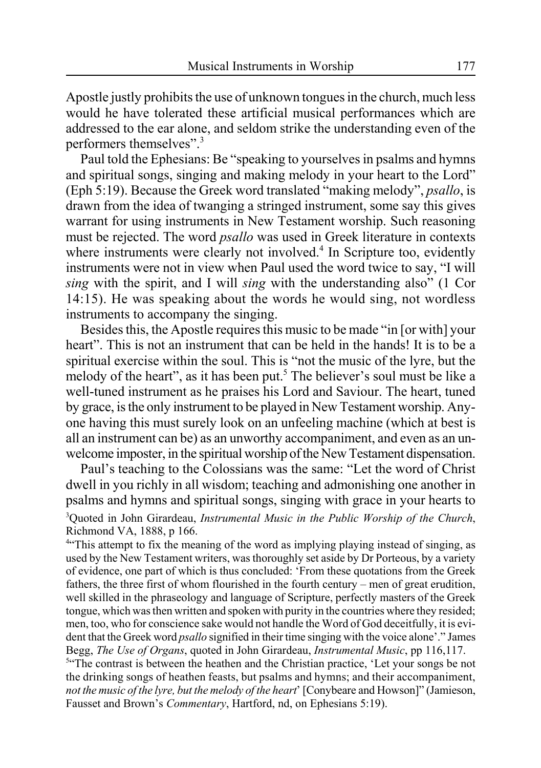Apostle justly prohibits the use of unknown tongues in the church, much less would he have tolerated these artificial musical performances which are addressed to the ear alone, and seldom strike the understanding even of the performers themselves".[3]

Paul told the Ephesians: Be "speaking to yourselves in psalms and hymns and spiritual songs, singing and making melody in your heart to the Lord" (Eph 5:19). Because the Greek word translated "making melody", *psallo*, is drawn from the idea of twanging a stringed instrument, some say this gives warrant for using instruments in New Testament worship. Such reasoning must be rejected. The word *psallo* was used in Greek literature in contexts where instruments were clearly not involved.[4] In Scripture too, evidently instruments were not in view when Paul used the word twice to say, "I will *sing* with the spirit, and I will *sing* with the understanding also" (1 Cor 14:15). He was speaking about the words he would sing, not wordless instruments to accompany the singing.

Besides this, the Apostle requires this music to be made "in [or with] your heart". This is not an instrument that can be held in the hands! It is to be a spiritual exercise within the soul. This is "not the music of the lyre, but the melody of the heart", as it has been put.[5] The believer's soul must be like a well-tuned instrument as he praises his Lord and Saviour. The heart, tuned by grace, is the only instrument to be played in New Testament worship. Anyone having this must surely look on an unfeeling machine (which at best is all an instrument can be) as an unworthy accompaniment, and even as an unwelcome imposter, in the spiritual worship of the New Testament dispensation.

Paul's teaching to the Colossians was the same: "Let the word of Christ dwell in you richly in all wisdom; teaching and admonishing one another in psalms and hymns and spiritual songs, singing with grace in your hearts to

[3] Quoted in John Girardeau, *Instrumental Music in the Public Worship of the Church*, Richmond VA, 1888, p 166.

[4] "This attempt to fix the meaning of the word as implying playing instead of singing, as used by the New Testament writers, was thoroughly set aside by Dr Porteous, by a variety of evidence, one part of which is thus concluded: 'From these quotations from the Greek fathers, the three first of whom flourished in the fourth century – men of great erudition, well skilled in the phraseology and language of Scripture, perfectly masters of the Greek tongue, which was then written and spoken with purity in the countries where they resided; men, too, who for conscience sake would not handle the Word of God deceitfully, it is evident that the Greek word *psallo* signified in their time singing with the voice alone'." James Begg, *The Use of Organs*, quoted in John Girardeau, *Instrumental Music*, pp 116,117.

[5] "The contrast is between the heathen and the Christian practice, 'Let your songs be not the drinking songs of heathen feasts, but psalms and hymns; and their accompaniment, *not the music of the lyre, but the melody of the heart*' [Conybeare and Howson]" (Jamieson, Fausset and Brown's *Commentary*, Hartford, nd, on Ephesians 5:19).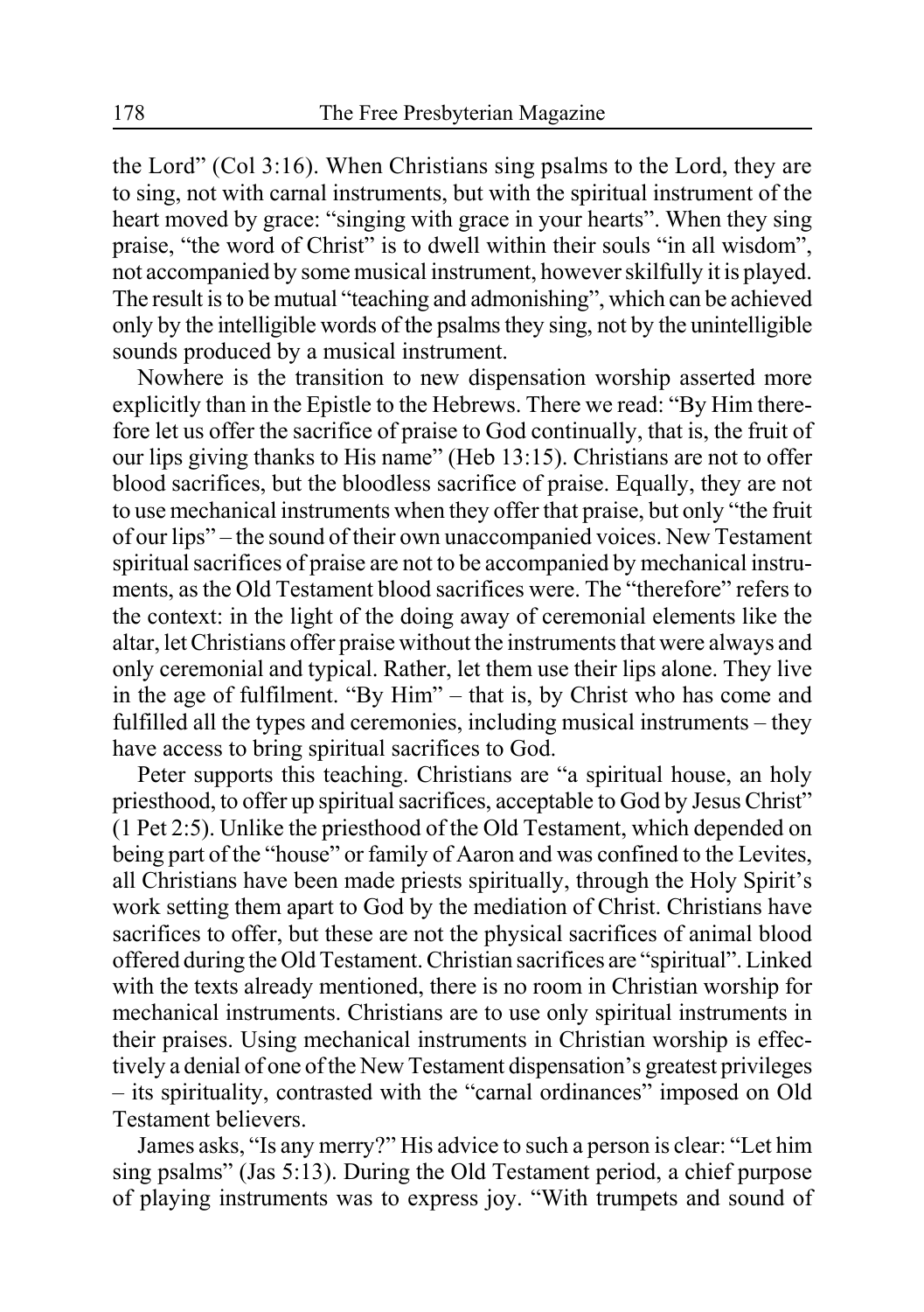the Lord" (Col 3:16). When Christians sing psalms to the Lord, they are to sing, not with carnal instruments, but with the spiritual instrument of the heart moved by grace: "singing with grace in your hearts". When they sing praise, "the word of Christ" is to dwell within their souls "in all wisdom", not accompanied by some musical instrument, however skilfully it is played. The result is to be mutual "teaching and admonishing", which can be achieved only by the intelligible words of the psalms they sing, not by the unintelligible sounds produced by a musical instrument.

Nowhere is the transition to new dispensation worship asserted more explicitly than in the Epistle to the Hebrews. There we read: "By Him therefore let us offer the sacrifice of praise to God continually, that is, the fruit of our lips giving thanks to His name" (Heb 13:15). Christians are not to offer blood sacrifices, but the bloodless sacrifice of praise. Equally, they are not to use mechanical instruments when they offer that praise, but only "the fruit of our lips" – the sound of their own unaccompanied voices. New Testament spiritual sacrifices of praise are not to be accompanied by mechanical instruments, as the Old Testament blood sacrifices were. The "therefore" refers to the context: in the light of the doing away of ceremonial elements like the altar, let Christians offer praise without the instruments that were always and only ceremonial and typical. Rather, let them use their lips alone. They live in the age of fulfilment. "By Him" – that is, by Christ who has come and fulfilled all the types and ceremonies, including musical instruments – they have access to bring spiritual sacrifices to God.

Peter supports this teaching. Christians are "a spiritual house, an holy priesthood, to offer up spiritual sacrifices, acceptable to God by Jesus Christ" (1 Pet 2:5). Unlike the priesthood of the Old Testament, which depended on being part of the "house" or family of Aaron and was confined to the Levites, all Christians have been made priests spiritually, through the Holy Spirit's work setting them apart to God by the mediation of Christ. Christians have sacrifices to offer, but these are not the physical sacrifices of animal blood offered during the Old Testament. Christian sacrifices are "spiritual". Linked with the texts already mentioned, there is no room in Christian worship for mechanical instruments. Christians are to use only spiritual instruments in their praises. Using mechanical instruments in Christian worship is effectively a denial of one of the New Testament dispensation's greatest privileges – its spirituality, contrasted with the "carnal ordinances" imposed on Old Testament believers.

James asks, "Is any merry?" His advice to such a person is clear: "Let him sing psalms" (Jas 5:13). During the Old Testament period, a chief purpose of playing instruments was to express joy. "With trumpets and sound of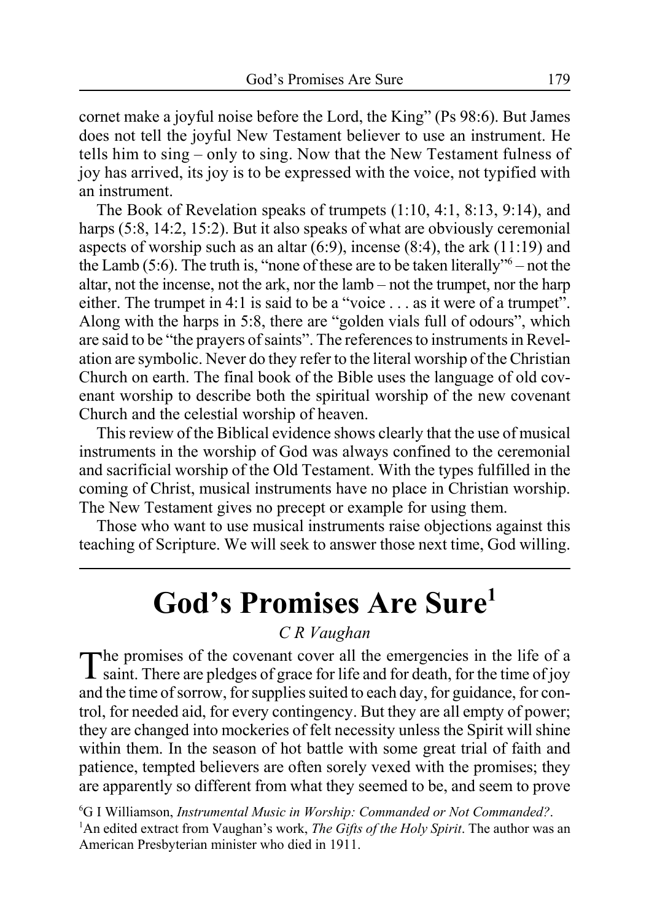cornet make a joyful noise before the Lord, the King" (Ps 98:6). But James does not tell the joyful New Testament believer to use an instrument. He tells him to sing – only to sing. Now that the New Testament fulness of joy has arrived, its joy is to be expressed with the voice, not typified with an instrument.

The Book of Revelation speaks of trumpets (1:10, 4:1, 8:13, 9:14), and harps (5:8, 14:2, 15:2). But it also speaks of what are obviously ceremonial aspects of worship such as an altar (6:9), incense (8:4), the ark (11:19) and the Lamb (5:6). The truth is, "none of these are to be taken literally"[6] – not the altar, not the incense, not the ark, nor the lamb – not the trumpet, nor the harp either. The trumpet in 4:1 is said to be a "voice . . . as it were of a trumpet". Along with the harps in 5:8, there are "golden vials full of odours", which are said to be "the prayers of saints". The references to instruments in Revelation are symbolic. Never do they refer to the literal worship of the Christian Church on earth. The final book of the Bible uses the language of old covenant worship to describe both the spiritual worship of the new covenant Church and the celestial worship of heaven.

This review of the Biblical evidence shows clearly that the use of musical instruments in the worship of God was always confined to the ceremonial and sacrificial worship of the Old Testament. With the types fulfilled in the coming of Christ, musical instruments have no place in Christian worship. The New Testament gives no precept or example for using them.

Those who want to use musical instruments raise objections against this teaching of Scripture. We will seek to answer those next time, God willing.

---

# God's Promises Are Sure[1]

*C R Vaughan*

The promises of the covenant cover all the emergencies in the life of a saint. There are pledges of grace for life and for death, for the time of joy and the time of sorrow, for supplies suited to each day, for guidance, for control, for needed aid, for every contingency. But they are all empty of power; they are changed into mockeries of felt necessity unless the Spirit will shine within them. In the season of hot battle with some great trial of faith and patience, tempted believers are often sorely vexed with the promises; they are apparently so different from what they seemed to be, and seem to prove

[6] G I Williamson, *Instrumental Music in Worship: Commanded or Not Commanded?*.

[1] An edited extract from Vaughan's work, *The Gifts of the Holy Spirit*. The author was an American Presbyterian minister who died in 1911.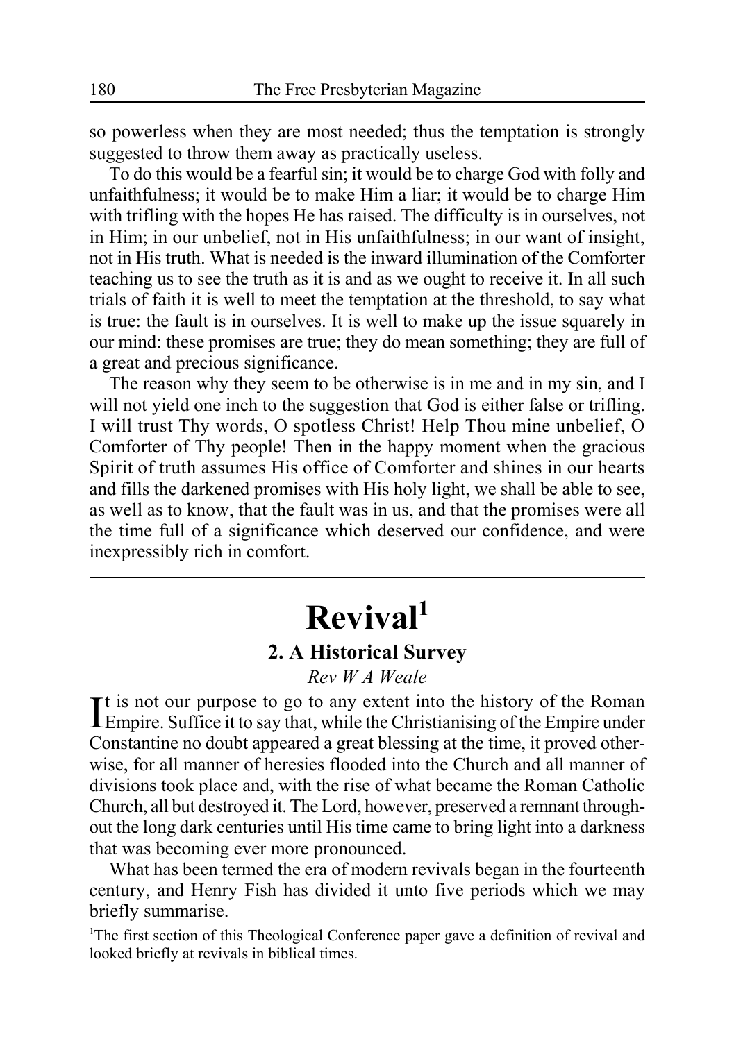so powerless when they are most needed; thus the temptation is strongly suggested to throw them away as practically useless.

To do this would be a fearful sin; it would be to charge God with folly and unfaithfulness; it would be to make Him a liar; it would be to charge Him with trifling with the hopes He has raised. The difficulty is in ourselves, not in Him; in our unbelief, not in His unfaithfulness; in our want of insight, not in His truth. What is needed is the inward illumination of the Comforter teaching us to see the truth as it is and as we ought to receive it. In all such trials of faith it is well to meet the temptation at the threshold, to say what is true: the fault is in ourselves. It is well to make up the issue squarely in our mind: these promises are true; they do mean something; they are full of a great and precious significance.

The reason why they seem to be otherwise is in me and in my sin, and I will not yield one inch to the suggestion that God is either false or trifling. I will trust Thy words, O spotless Christ! Help Thou mine unbelief, O Comforter of Thy people! Then in the happy moment when the gracious Spirit of truth assumes His office of Comforter and shines in our hearts and fills the darkened promises with His holy light, we shall be able to see, as well as to know, that the fault was in us, and that the promises were all the time full of a significance which deserved our confidence, and were inexpressibly rich in comfort.

---

# Revival[1]

## 2. A Historical Survey

*Rev W A Weale*

It is not our purpose to go to any extent into the history of the Roman Empire. Suffice it to say that, while the Christianising of the Empire under Constantine no doubt appeared a great blessing at the time, it proved otherwise, for all manner of heresies flooded into the Church and all manner of divisions took place and, with the rise of what became the Roman Catholic Church, all but destroyed it. The Lord, however, preserved a remnant throughout the long dark centuries until His time came to bring light into a darkness that was becoming ever more pronounced.

What has been termed the era of modern revivals began in the fourteenth century, and Henry Fish has divided it unto five periods which we may briefly summarise.

[1]The first section of this Theological Conference paper gave a definition of revival and looked briefly at revivals in biblical times.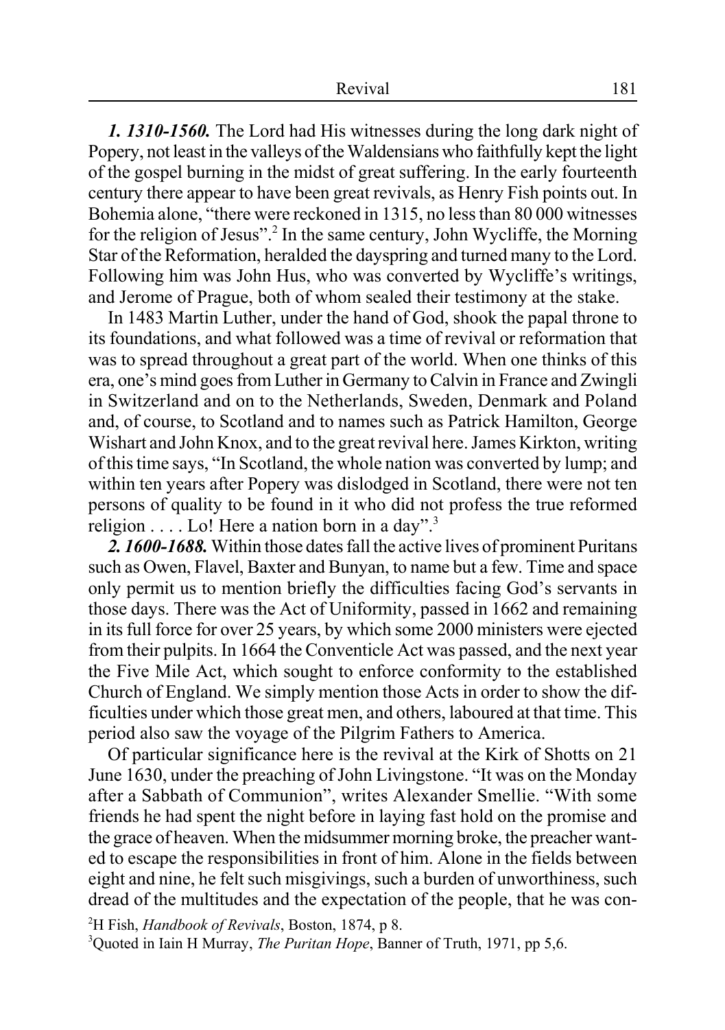***1. 1310-1560.*** The Lord had His witnesses during the long dark night of Popery, not least in the valleys of the Waldensians who faithfully kept the light of the gospel burning in the midst of great suffering. In the early fourteenth century there appear to have been great revivals, as Henry Fish points out. In Bohemia alone, "there were reckoned in 1315, no less than 80 000 witnesses for the religion of Jesus".[2] In the same century, John Wycliffe, the Morning Star of the Reformation, heralded the dayspring and turned many to the Lord. Following him was John Hus, who was converted by Wycliffe's writings, and Jerome of Prague, both of whom sealed their testimony at the stake.

In 1483 Martin Luther, under the hand of God, shook the papal throne to its foundations, and what followed was a time of revival or reformation that was to spread throughout a great part of the world. When one thinks of this era, one's mind goes from Luther in Germany to Calvin in France and Zwingli in Switzerland and on to the Netherlands, Sweden, Denmark and Poland and, of course, to Scotland and to names such as Patrick Hamilton, George Wishart and John Knox, and to the great revival here. James Kirkton, writing of this time says, "In Scotland, the whole nation was converted by lump; and within ten years after Popery was dislodged in Scotland, there were not ten persons of quality to be found in it who did not profess the true reformed religion . . . . Lo! Here a nation born in a day".[3]

***2. 1600-1688.*** Within those dates fall the active lives of prominent Puritans such as Owen, Flavel, Baxter and Bunyan, to name but a few. Time and space only permit us to mention briefly the difficulties facing God's servants in those days. There was the Act of Uniformity, passed in 1662 and remaining in its full force for over 25 years, by which some 2000 ministers were ejected from their pulpits. In 1664 the Conventicle Act was passed, and the next year the Five Mile Act, which sought to enforce conformity to the established Church of England. We simply mention those Acts in order to show the difficulties under which those great men, and others, laboured at that time. This period also saw the voyage of the Pilgrim Fathers to America.

Of particular significance here is the revival at the Kirk of Shotts on 21 June 1630, under the preaching of John Livingstone. "It was on the Monday after a Sabbath of Communion", writes Alexander Smellie. "With some friends he had spent the night before in laying fast hold on the promise and the grace of heaven. When the midsummer morning broke, the preacher wanted to escape the responsibilities in front of him. Alone in the fields between eight and nine, he felt such misgivings, such a burden of unworthiness, such dread of the multitudes and the expectation of the people, that he was con-

[2] H Fish, *Handbook of Revivals*, Boston, 1874, p 8.

[3] Quoted in Iain H Murray, *The Puritan Hope*, Banner of Truth, 1971, pp 5,6.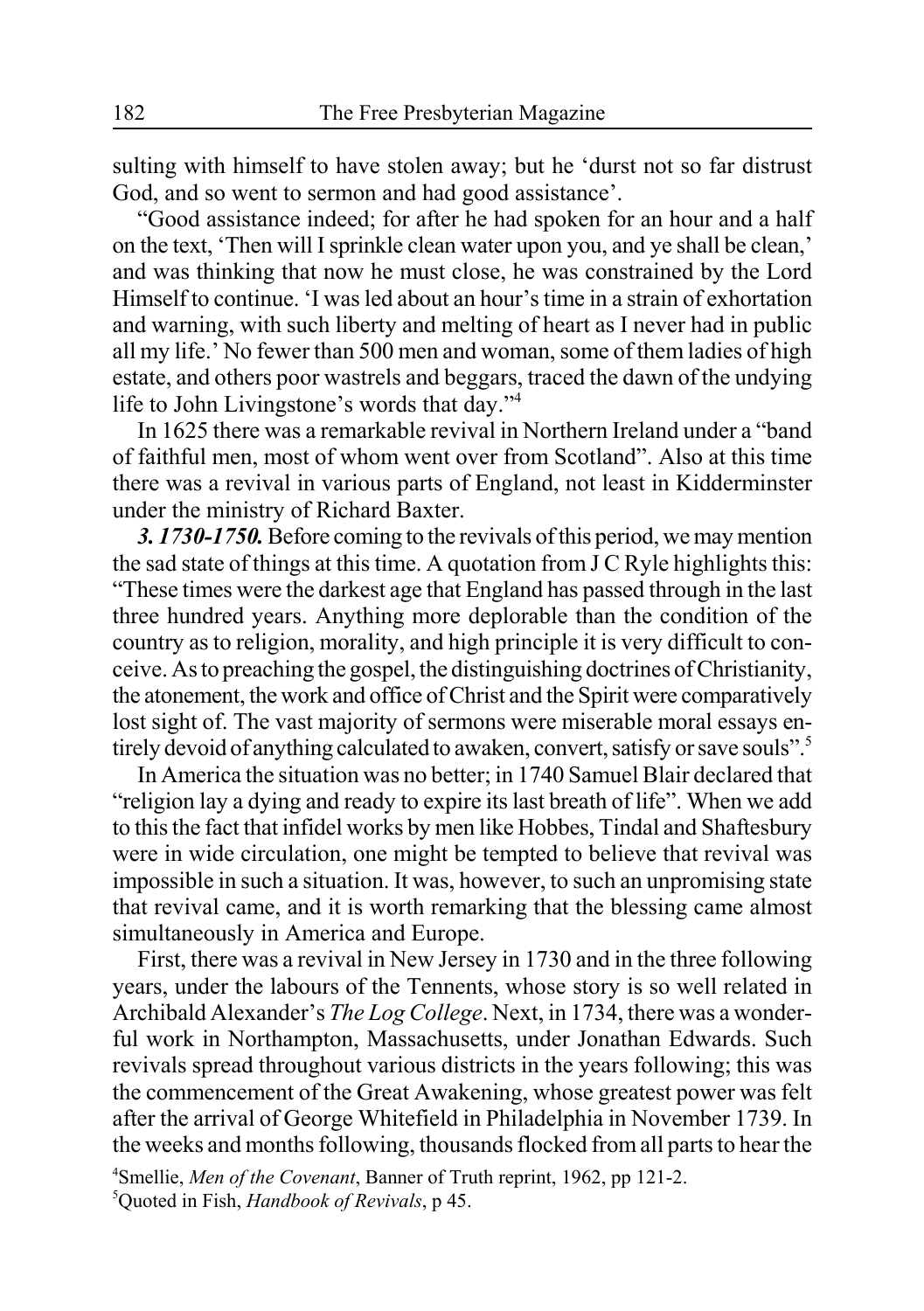sulting with himself to have stolen away; but he 'durst not so far distrust God, and so went to sermon and had good assistance'.

"Good assistance indeed; for after he had spoken for an hour and a half on the text, 'Then will I sprinkle clean water upon you, and ye shall be clean,' and was thinking that now he must close, he was constrained by the Lord Himself to continue. 'I was led about an hour's time in a strain of exhortation and warning, with such liberty and melting of heart as I never had in public all my life.' No fewer than 500 men and woman, some of them ladies of high estate, and others poor wastrels and beggars, traced the dawn of the undying life to John Livingstone's words that day."[4]

In 1625 there was a remarkable revival in Northern Ireland under a "band of faithful men, most of whom went over from Scotland". Also at this time there was a revival in various parts of England, not least in Kidderminster under the ministry of Richard Baxter.

***3. 1730-1750.*** Before coming to the revivals of this period, we may mention the sad state of things at this time. A quotation from J C Ryle highlights this: "These times were the darkest age that England has passed through in the last three hundred years. Anything more deplorable than the condition of the country as to religion, morality, and high principle it is very difficult to conceive. As to preaching the gospel, the distinguishing doctrines of Christianity, the atonement, the work and office of Christ and the Spirit were comparatively lost sight of. The vast majority of sermons were miserable moral essays entirely devoid of anything calculated to awaken, convert, satisfy or save souls".[5]

In America the situation was no better; in 1740 Samuel Blair declared that "religion lay a dying and ready to expire its last breath of life". When we add to this the fact that infidel works by men like Hobbes, Tindal and Shaftesbury were in wide circulation, one might be tempted to believe that revival was impossible in such a situation. It was, however, to such an unpromising state that revival came, and it is worth remarking that the blessing came almost simultaneously in America and Europe.

First, there was a revival in New Jersey in 1730 and in the three following years, under the labours of the Tennents, whose story is so well related in Archibald Alexander's *The Log College*. Next, in 1734, there was a wonderful work in Northampton, Massachusetts, under Jonathan Edwards. Such revivals spread throughout various districts in the years following; this was the commencement of the Great Awakening, whose greatest power was felt after the arrival of George Whitefield in Philadelphia in November 1739. In the weeks and months following, thousands flocked from all parts to hear the

[4]Smellie, *Men of the Covenant*, Banner of Truth reprint, 1962, pp 121-2.

[5]Quoted in Fish, *Handbook of Revivals*, p 45.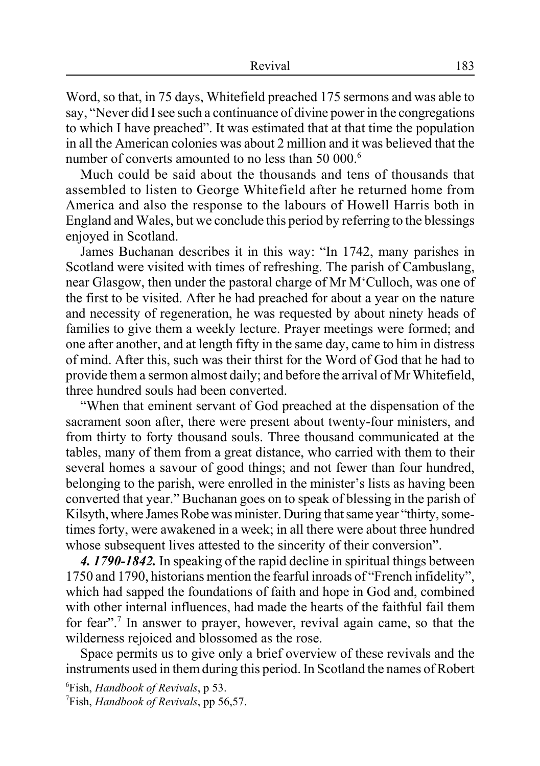Word, so that, in 75 days, Whitefield preached 175 sermons and was able to say, "Never did I see such a continuance of divine power in the congregations to which I have preached". It was estimated that at that time the population in all the American colonies was about 2 million and it was believed that the number of converts amounted to no less than 50 000.[6]

Much could be said about the thousands and tens of thousands that assembled to listen to George Whitefield after he returned home from America and also the response to the labours of Howell Harris both in England and Wales, but we conclude this period by referring to the blessings enjoyed in Scotland.

James Buchanan describes it in this way: "In 1742, many parishes in Scotland were visited with times of refreshing. The parish of Cambuslang, near Glasgow, then under the pastoral charge of Mr M'Culloch, was one of the first to be visited. After he had preached for about a year on the nature and necessity of regeneration, he was requested by about ninety heads of families to give them a weekly lecture. Prayer meetings were formed; and one after another, and at length fifty in the same day, came to him in distress of mind. After this, such was their thirst for the Word of God that he had to provide them a sermon almost daily; and before the arrival of Mr Whitefield, three hundred souls had been converted.

"When that eminent servant of God preached at the dispensation of the sacrament soon after, there were present about twenty-four ministers, and from thirty to forty thousand souls. Three thousand communicated at the tables, many of them from a great distance, who carried with them to their several homes a savour of good things; and not fewer than four hundred, belonging to the parish, were enrolled in the minister's lists as having been converted that year." Buchanan goes on to speak of blessing in the parish of Kilsyth, where James Robe was minister. During that same year "thirty, sometimes forty, were awakened in a week; in all there were about three hundred whose subsequent lives attested to the sincerity of their conversion".

***4. 1790-1842.*** In speaking of the rapid decline in spiritual things between 1750 and 1790, historians mention the fearful inroads of "French infidelity", which had sapped the foundations of faith and hope in God and, combined with other internal influences, had made the hearts of the faithful fail them for fear".[7] In answer to prayer, however, revival again came, so that the wilderness rejoiced and blossomed as the rose.

Space permits us to give only a brief overview of these revivals and the instruments used in them during this period. In Scotland the names of Robert

[6] Fish, *Handbook of Revivals*, p 53.

[7] Fish, *Handbook of Revivals*, pp 56,57.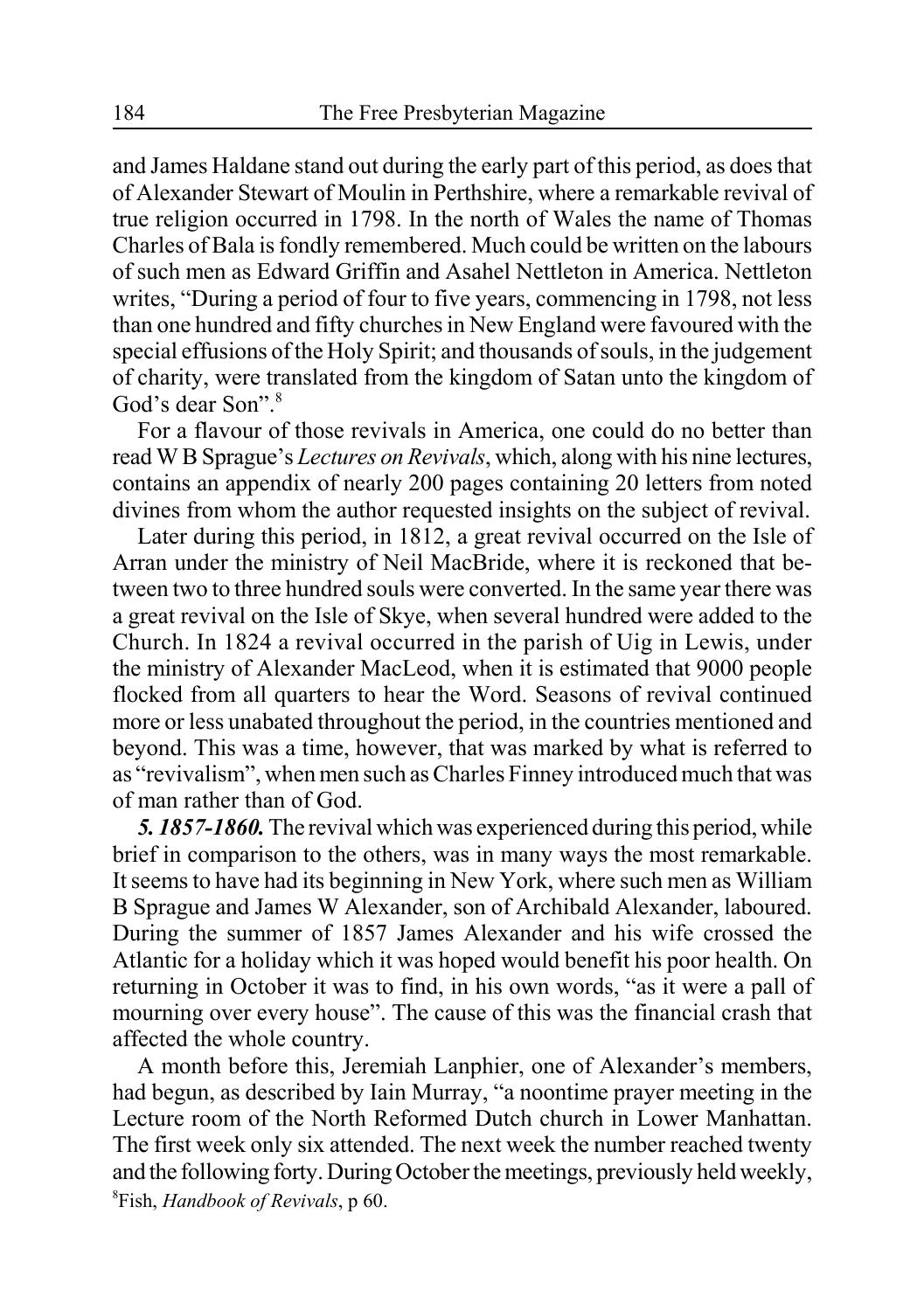and James Haldane stand out during the early part of this period, as does that of Alexander Stewart of Moulin in Perthshire, where a remarkable revival of true religion occurred in 1798. In the north of Wales the name of Thomas Charles of Bala is fondly remembered. Much could be written on the labours of such men as Edward Griffin and Asahel Nettleton in America. Nettleton writes, "During a period of four to five years, commencing in 1798, not less than one hundred and fifty churches in New England were favoured with the special effusions of the Holy Spirit; and thousands of souls, in the judgement of charity, were translated from the kingdom of Satan unto the kingdom of God's dear Son".[8]

For a flavour of those revivals in America, one could do no better than read W B Sprague's *Lectures on Revivals*, which, along with his nine lectures, contains an appendix of nearly 200 pages containing 20 letters from noted divines from whom the author requested insights on the subject of revival.

Later during this period, in 1812, a great revival occurred on the Isle of Arran under the ministry of Neil MacBride, where it is reckoned that between two to three hundred souls were converted. In the same year there was a great revival on the Isle of Skye, when several hundred were added to the Church. In 1824 a revival occurred in the parish of Uig in Lewis, under the ministry of Alexander MacLeod, when it is estimated that 9000 people flocked from all quarters to hear the Word. Seasons of revival continued more or less unabated throughout the period, in the countries mentioned and beyond. This was a time, however, that was marked by what is referred to as "revivalism", when men such as Charles Finney introduced much that was of man rather than of God.

***5. 1857-1860.*** The revival which was experienced during this period, while brief in comparison to the others, was in many ways the most remarkable. It seems to have had its beginning in New York, where such men as William B Sprague and James W Alexander, son of Archibald Alexander, laboured. During the summer of 1857 James Alexander and his wife crossed the Atlantic for a holiday which it was hoped would benefit his poor health. On returning in October it was to find, in his own words, "as it were a pall of mourning over every house". The cause of this was the financial crash that affected the whole country.

A month before this, Jeremiah Lanphier, one of Alexander's members, had begun, as described by Iain Murray, "a noontime prayer meeting in the Lecture room of the North Reformed Dutch church in Lower Manhattan. The first week only six attended. The next week the number reached twenty and the following forty. During October the meetings, previously held weekly,

[8]Fish, *Handbook of Revivals*, p 60.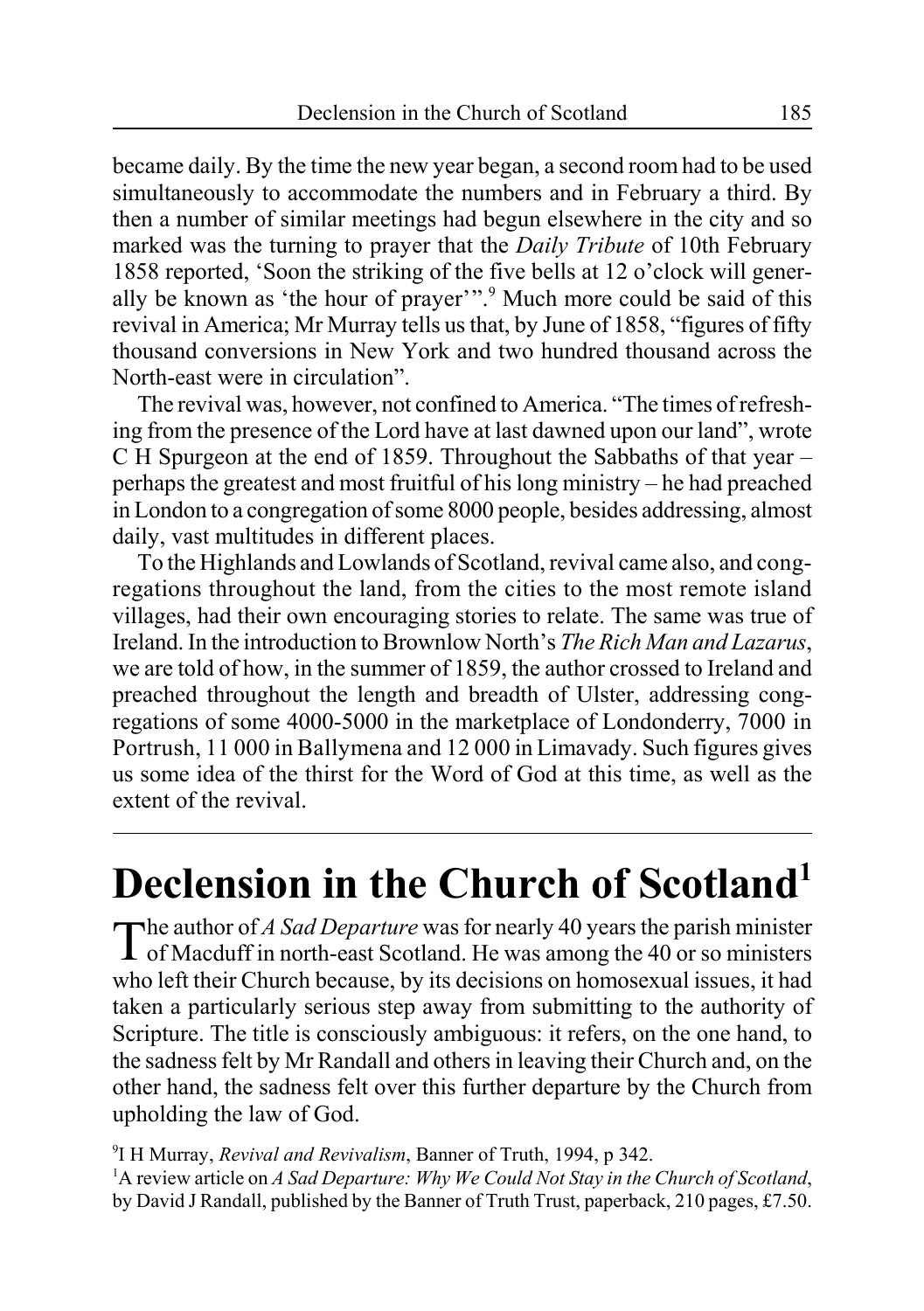became daily. By the time the new year began, a second room had to be used simultaneously to accommodate the numbers and in February a third. By then a number of similar meetings had begun elsewhere in the city and so marked was the turning to prayer that the *Daily Tribute* of 10th February 1858 reported, 'Soon the striking of the five bells at 12 o'clock will generally be known as 'the hour of prayer''".[9] Much more could be said of this revival in America; Mr Murray tells us that, by June of 1858, "figures of fifty thousand conversions in New York and two hundred thousand across the North-east were in circulation".

The revival was, however, not confined to America. "The times of refreshing from the presence of the Lord have at last dawned upon our land", wrote C H Spurgeon at the end of 1859. Throughout the Sabbaths of that year – perhaps the greatest and most fruitful of his long ministry – he had preached in London to a congregation of some 8000 people, besides addressing, almost daily, vast multitudes in different places.

To the Highlands and Lowlands of Scotland, revival came also, and congregations throughout the land, from the cities to the most remote island villages, had their own encouraging stories to relate. The same was true of Ireland. In the introduction to Brownlow North's *The Rich Man and Lazarus*, we are told of how, in the summer of 1859, the author crossed to Ireland and preached throughout the length and breadth of Ulster, addressing congregations of some 4000-5000 in the marketplace of Londonderry, 7000 in Portrush, 11 000 in Ballymena and 12 000 in Limavady. Such figures gives us some idea of the thirst for the Word of God at this time, as well as the extent of the revival.

---

# Declension in the Church of Scotland[1]

The author of *A Sad Departure* was for nearly 40 years the parish minister of Macduff in north-east Scotland. He was among the 40 or so ministers who left their Church because, by its decisions on homosexual issues, it had taken a particularly serious step away from submitting to the authority of Scripture. The title is consciously ambiguous: it refers, on the one hand, to the sadness felt by Mr Randall and others in leaving their Church and, on the other hand, the sadness felt over this further departure by the Church from upholding the law of God.

[9] I H Murray, *Revival and Revivalism*, Banner of Truth, 1994, p 342.

[1] A review article on *A Sad Departure: Why We Could Not Stay in the Church of Scotland*, by David J Randall, published by the Banner of Truth Trust, paperback, 210 pages, £7.50.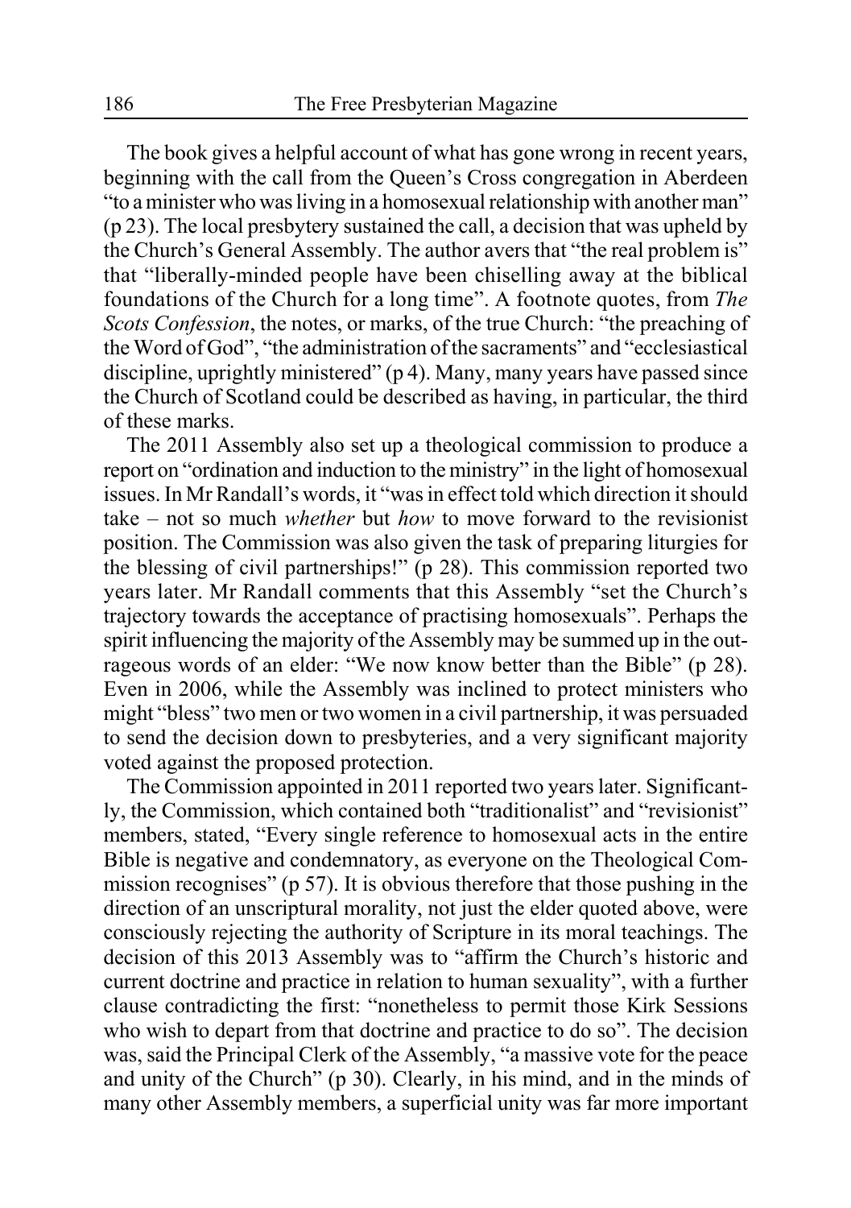The book gives a helpful account of what has gone wrong in recent years, beginning with the call from the Queen's Cross congregation in Aberdeen "to a minister who was living in a homosexual relationship with another man" (p 23). The local presbytery sustained the call, a decision that was upheld by the Church's General Assembly. The author avers that "the real problem is" that "liberally-minded people have been chiselling away at the biblical foundations of the Church for a long time". A footnote quotes, from *The Scots Confession*, the notes, or marks, of the true Church: "the preaching of the Word of God", "the administration of the sacraments" and "ecclesiastical discipline, uprightly ministered" (p 4). Many, many years have passed since the Church of Scotland could be described as having, in particular, the third of these marks.

The 2011 Assembly also set up a theological commission to produce a report on "ordination and induction to the ministry" in the light of homosexual issues. In Mr Randall's words, it "was in effect told which direction it should take – not so much *whether* but *how* to move forward to the revisionist position. The Commission was also given the task of preparing liturgies for the blessing of civil partnerships!" (p 28). This commission reported two years later. Mr Randall comments that this Assembly "set the Church's trajectory towards the acceptance of practising homosexuals". Perhaps the spirit influencing the majority of the Assembly may be summed up in the outrageous words of an elder: "We now know better than the Bible" (p 28). Even in 2006, while the Assembly was inclined to protect ministers who might "bless" two men or two women in a civil partnership, it was persuaded to send the decision down to presbyteries, and a very significant majority voted against the proposed protection.

The Commission appointed in 2011 reported two years later. Significantly, the Commission, which contained both "traditionalist" and "revisionist" members, stated, "Every single reference to homosexual acts in the entire Bible is negative and condemnatory, as everyone on the Theological Commission recognises" (p 57). It is obvious therefore that those pushing in the direction of an unscriptural morality, not just the elder quoted above, were consciously rejecting the authority of Scripture in its moral teachings. The decision of this 2013 Assembly was to "affirm the Church's historic and current doctrine and practice in relation to human sexuality", with a further clause contradicting the first: "nonetheless to permit those Kirk Sessions who wish to depart from that doctrine and practice to do so". The decision was, said the Principal Clerk of the Assembly, "a massive vote for the peace and unity of the Church" (p 30). Clearly, in his mind, and in the minds of many other Assembly members, a superficial unity was far more important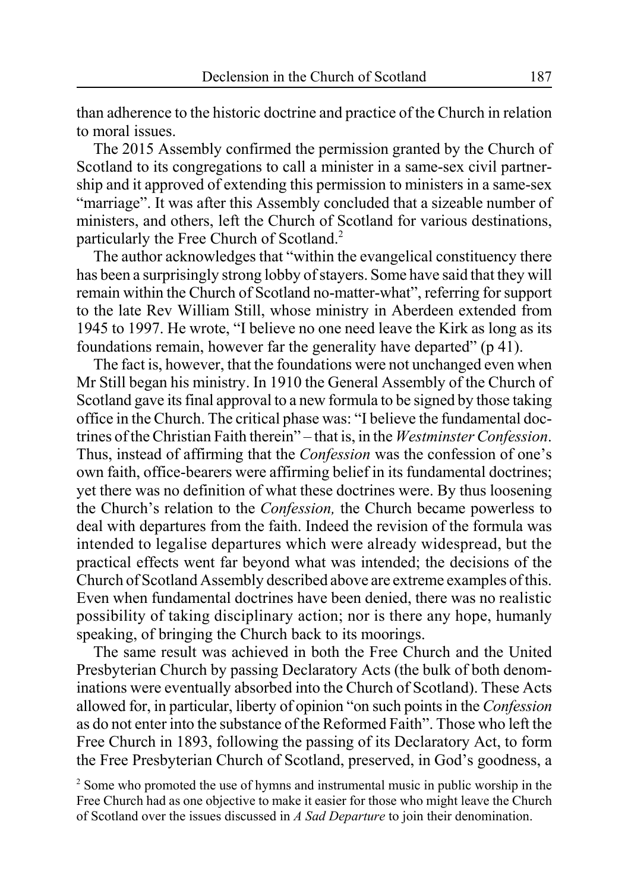than adherence to the historic doctrine and practice of the Church in relation to moral issues.

The 2015 Assembly confirmed the permission granted by the Church of Scotland to its congregations to call a minister in a same-sex civil partnership and it approved of extending this permission to ministers in a same-sex "marriage". It was after this Assembly concluded that a sizeable number of ministers, and others, left the Church of Scotland for various destinations, particularly the Free Church of Scotland.[2]

The author acknowledges that "within the evangelical constituency there has been a surprisingly strong lobby of stayers. Some have said that they will remain within the Church of Scotland no-matter-what", referring for support to the late Rev William Still, whose ministry in Aberdeen extended from 1945 to 1997. He wrote, "I believe no one need leave the Kirk as long as its foundations remain, however far the generality have departed" (p 41).

The fact is, however, that the foundations were not unchanged even when Mr Still began his ministry. In 1910 the General Assembly of the Church of Scotland gave its final approval to a new formula to be signed by those taking office in the Church. The critical phase was: "I believe the fundamental doctrines of the Christian Faith therein" – that is, in the *Westminster Confession*. Thus, instead of affirming that the *Confession* was the confession of one's own faith, office-bearers were affirming belief in its fundamental doctrines; yet there was no definition of what these doctrines were. By thus loosening the Church's relation to the *Confession,* the Church became powerless to deal with departures from the faith. Indeed the revision of the formula was intended to legalise departures which were already widespread, but the practical effects went far beyond what was intended; the decisions of the Church of Scotland Assembly described above are extreme examples of this. Even when fundamental doctrines have been denied, there was no realistic possibility of taking disciplinary action; nor is there any hope, humanly speaking, of bringing the Church back to its moorings.

The same result was achieved in both the Free Church and the United Presbyterian Church by passing Declaratory Acts (the bulk of both denominations were eventually absorbed into the Church of Scotland). These Acts allowed for, in particular, liberty of opinion "on such points in the *Confession* as do not enter into the substance of the Reformed Faith". Those who left the Free Church in 1893, following the passing of its Declaratory Act, to form the Free Presbyterian Church of Scotland, preserved, in God's goodness, a

[2] Some who promoted the use of hymns and instrumental music in public worship in the Free Church had as one objective to make it easier for those who might leave the Church of Scotland over the issues discussed in *A Sad Departure* to join their denomination.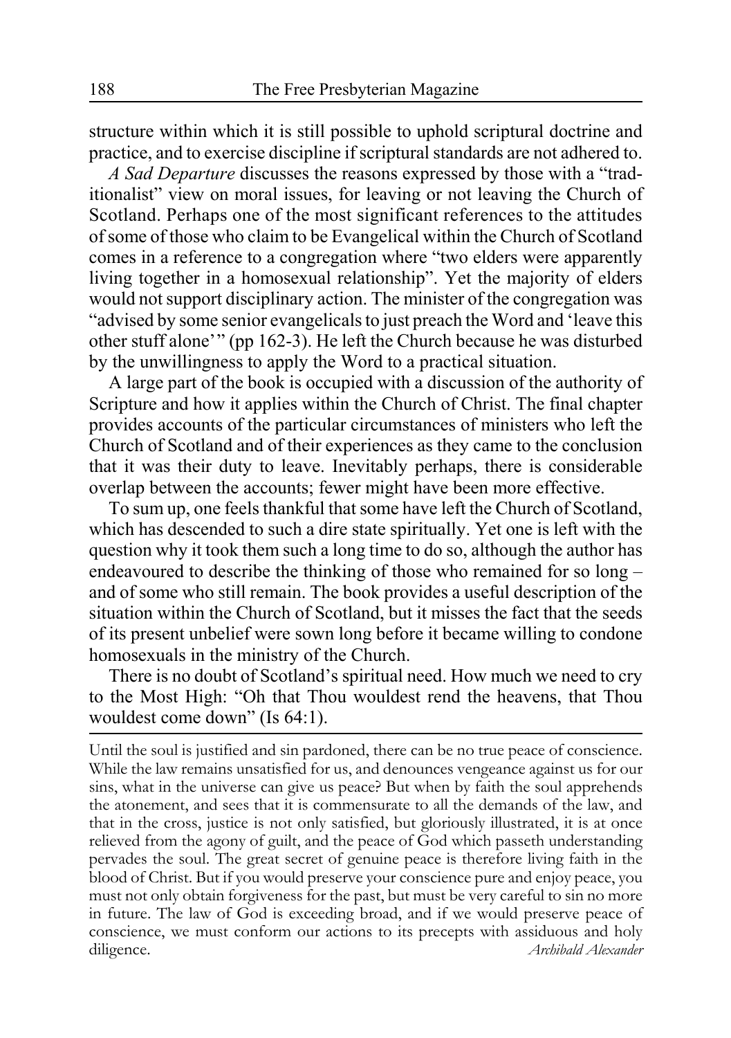structure within which it is still possible to uphold scriptural doctrine and practice, and to exercise discipline if scriptural standards are not adhered to.

*A Sad Departure* discusses the reasons expressed by those with a "traditionalist" view on moral issues, for leaving or not leaving the Church of Scotland. Perhaps one of the most significant references to the attitudes of some of those who claim to be Evangelical within the Church of Scotland comes in a reference to a congregation where "two elders were apparently living together in a homosexual relationship". Yet the majority of elders would not support disciplinary action. The minister of the congregation was "advised by some senior evangelicals to just preach the Word and 'leave this other stuff alone'" (pp 162-3). He left the Church because he was disturbed by the unwillingness to apply the Word to a practical situation.

A large part of the book is occupied with a discussion of the authority of Scripture and how it applies within the Church of Christ. The final chapter provides accounts of the particular circumstances of ministers who left the Church of Scotland and of their experiences as they came to the conclusion that it was their duty to leave. Inevitably perhaps, there is considerable overlap between the accounts; fewer might have been more effective.

To sum up, one feels thankful that some have left the Church of Scotland, which has descended to such a dire state spiritually. Yet one is left with the question why it took them such a long time to do so, although the author has endeavoured to describe the thinking of those who remained for so long – and of some who still remain. The book provides a useful description of the situation within the Church of Scotland, but it misses the fact that the seeds of its present unbelief were sown long before it became willing to condone homosexuals in the ministry of the Church.

There is no doubt of Scotland's spiritual need. How much we need to cry to the Most High: "Oh that Thou wouldest rend the heavens, that Thou wouldest come down" (Is 64:1).

---

Until the soul is justified and sin pardoned, there can be no true peace of conscience. While the law remains unsatisfied for us, and denounces vengeance against us for our sins, what in the universe can give us peace? But when by faith the soul apprehends the atonement, and sees that it is commensurate to all the demands of the law, and that in the cross, justice is not only satisfied, but gloriously illustrated, it is at once relieved from the agony of guilt, and the peace of God which passeth understanding pervades the soul. The great secret of genuine peace is therefore living faith in the blood of Christ. But if you would preserve your conscience pure and enjoy peace, you must not only obtain forgiveness for the past, but must be very careful to sin no more in future. The law of God is exceeding broad, and if we would preserve peace of conscience, we must conform our actions to its precepts with assiduous and holy diligence. *Archibald Alexander*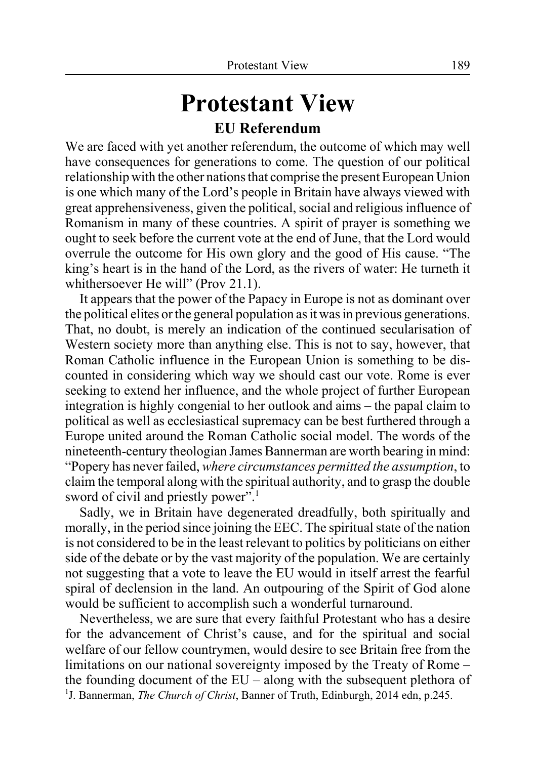# Protestant View

## EU Referendum

We are faced with yet another referendum, the outcome of which may well have consequences for generations to come. The question of our political relationship with the other nations that comprise the present European Union is one which many of the Lord's people in Britain have always viewed with great apprehensiveness, given the political, social and religious influence of Romanism in many of these countries. A spirit of prayer is something we ought to seek before the current vote at the end of June, that the Lord would overrule the outcome for His own glory and the good of His cause. "The king's heart is in the hand of the Lord, as the rivers of water: He turneth it whithersoever He will" (Prov 21.1).

It appears that the power of the Papacy in Europe is not as dominant over the political elites or the general population as it was in previous generations. That, no doubt, is merely an indication of the continued secularisation of Western society more than anything else. This is not to say, however, that Roman Catholic influence in the European Union is something to be discounted in considering which way we should cast our vote. Rome is ever seeking to extend her influence, and the whole project of further European integration is highly congenial to her outlook and aims – the papal claim to political as well as ecclesiastical supremacy can be best furthered through a Europe united around the Roman Catholic social model. The words of the nineteenth-century theologian James Bannerman are worth bearing in mind: "Popery has never failed, *where circumstances permitted the assumption*, to claim the temporal along with the spiritual authority, and to grasp the double sword of civil and priestly power".[1]

Sadly, we in Britain have degenerated dreadfully, both spiritually and morally, in the period since joining the EEC. The spiritual state of the nation is not considered to be in the least relevant to politics by politicians on either side of the debate or by the vast majority of the population. We are certainly not suggesting that a vote to leave the EU would in itself arrest the fearful spiral of declension in the land. An outpouring of the Spirit of God alone would be sufficient to accomplish such a wonderful turnaround.

Nevertheless, we are sure that every faithful Protestant who has a desire for the advancement of Christ's cause, and for the spiritual and social welfare of our fellow countrymen, would desire to see Britain free from the limitations on our national sovereignty imposed by the Treaty of Rome – the founding document of the EU – along with the subsequent plethora of

[1] J. Bannerman, *The Church of Christ*, Banner of Truth, Edinburgh, 2014 edn, p.245.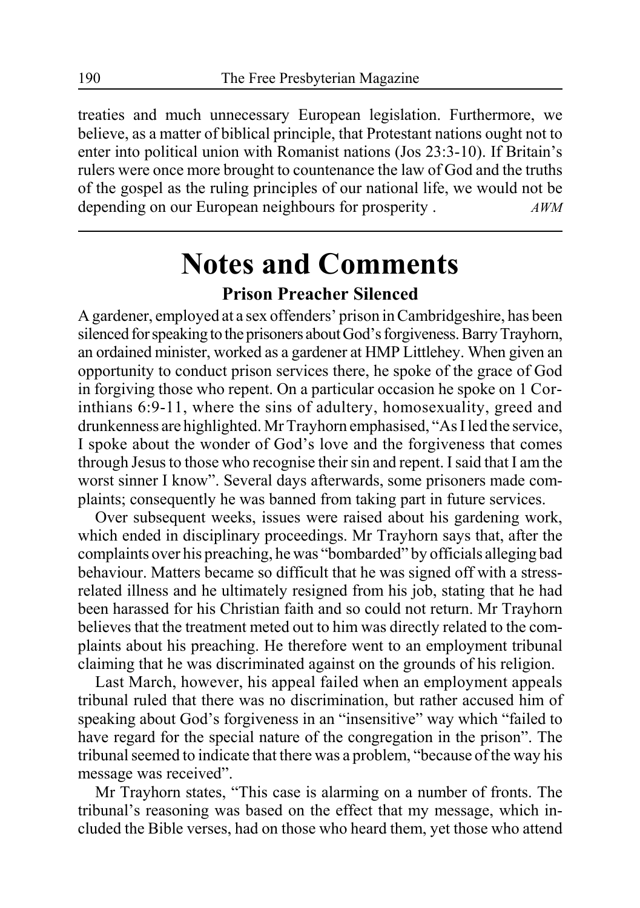treaties and much unnecessary European legislation. Furthermore, we believe, as a matter of biblical principle, that Protestant nations ought not to enter into political union with Romanist nations (Jos 23:3-10). If Britain's rulers were once more brought to countenance the law of God and the truths of the gospel as the ruling principles of our national life, we would not be depending on our European neighbours for prosperity . *AWM*

# Notes and Comments

## Prison Preacher Silenced

A gardener, employed at a sex offenders' prison in Cambridgeshire, has been silenced for speaking to the prisoners about God's forgiveness. Barry Trayhorn, an ordained minister, worked as a gardener at HMP Littlehey. When given an opportunity to conduct prison services there, he spoke of the grace of God in forgiving those who repent. On a particular occasion he spoke on 1 Corinthians 6:9-11, where the sins of adultery, homosexuality, greed and drunkenness are highlighted. Mr Trayhorn emphasised, "As I led the service, I spoke about the wonder of God's love and the forgiveness that comes through Jesus to those who recognise their sin and repent. I said that I am the worst sinner I know". Several days afterwards, some prisoners made complaints; consequently he was banned from taking part in future services.

Over subsequent weeks, issues were raised about his gardening work, which ended in disciplinary proceedings. Mr Trayhorn says that, after the complaints over his preaching, he was "bombarded" by officials alleging bad behaviour. Matters became so difficult that he was signed off with a stress-related illness and he ultimately resigned from his job, stating that he had been harassed for his Christian faith and so could not return. Mr Trayhorn believes that the treatment meted out to him was directly related to the complaints about his preaching. He therefore went to an employment tribunal claiming that he was discriminated against on the grounds of his religion.

Last March, however, his appeal failed when an employment appeals tribunal ruled that there was no discrimination, but rather accused him of speaking about God's forgiveness in an "insensitive" way which "failed to have regard for the special nature of the congregation in the prison". The tribunal seemed to indicate that there was a problem, "because of the way his message was received".

Mr Trayhorn states, "This case is alarming on a number of fronts. The tribunal's reasoning was based on the effect that my message, which included the Bible verses, had on those who heard them, yet those who attend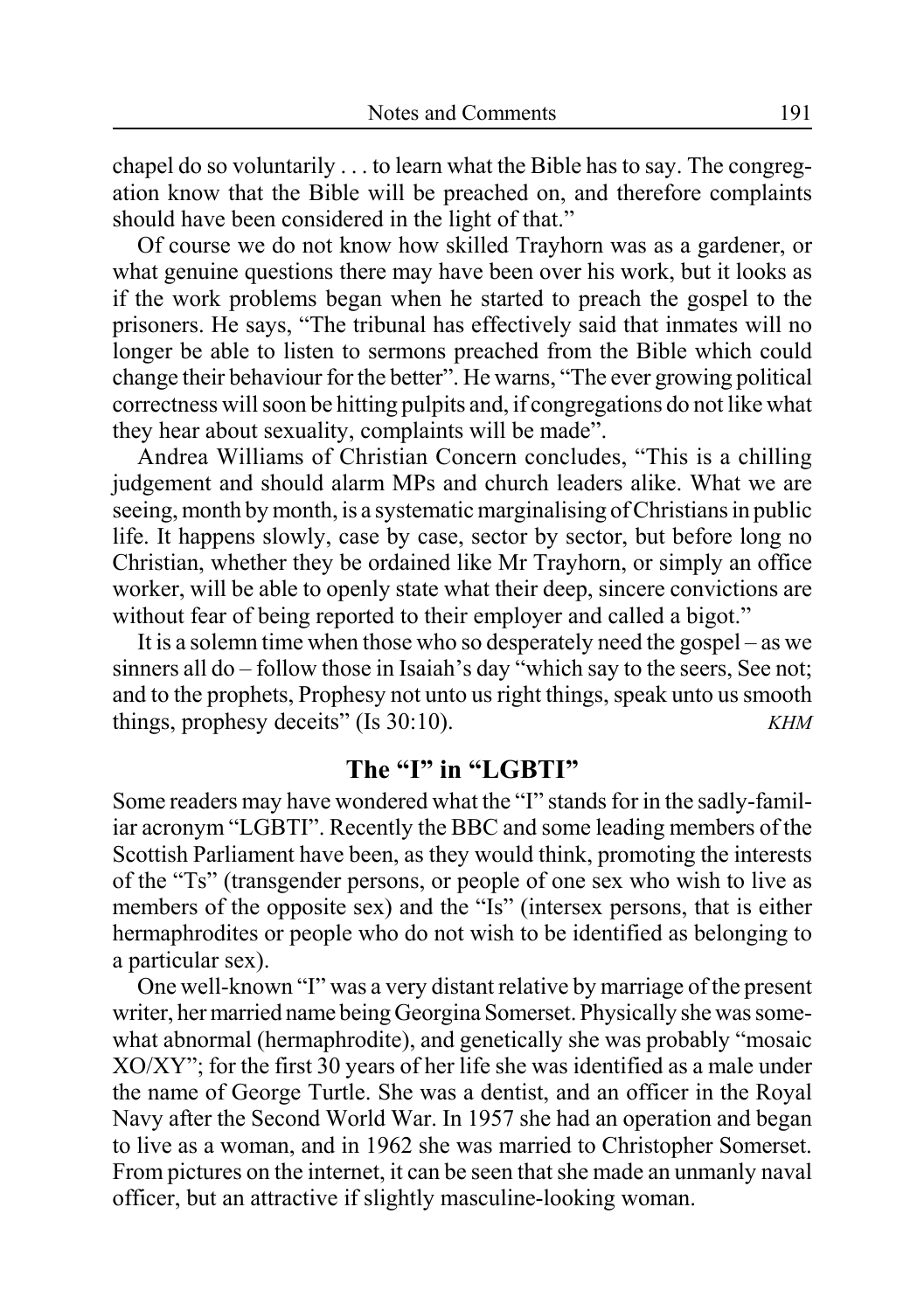chapel do so voluntarily . . . to learn what the Bible has to say. The congregation know that the Bible will be preached on, and therefore complaints should have been considered in the light of that."

Of course we do not know how skilled Trayhorn was as a gardener, or what genuine questions there may have been over his work, but it looks as if the work problems began when he started to preach the gospel to the prisoners. He says, "The tribunal has effectively said that inmates will no longer be able to listen to sermons preached from the Bible which could change their behaviour for the better". He warns, "The ever growing political correctness will soon be hitting pulpits and, if congregations do not like what they hear about sexuality, complaints will be made".

Andrea Williams of Christian Concern concludes, "This is a chilling judgement and should alarm MPs and church leaders alike. What we are seeing, month by month, is a systematic marginalising of Christians in public life. It happens slowly, case by case, sector by sector, but before long no Christian, whether they be ordained like Mr Trayhorn, or simply an office worker, will be able to openly state what their deep, sincere convictions are without fear of being reported to their employer and called a bigot."

It is a solemn time when those who so desperately need the gospel – as we sinners all do – follow those in Isaiah's day "which say to the seers, See not; and to the prophets, Prophesy not unto us right things, speak unto us smooth things, prophesy deceits" (Is 30:10). *KHM*

## The "I" in "LGBTI"

Some readers may have wondered what the "I" stands for in the sadly-familiar acronym "LGBTI". Recently the BBC and some leading members of the Scottish Parliament have been, as they would think, promoting the interests of the "Ts" (transgender persons, or people of one sex who wish to live as members of the opposite sex) and the "Is" (intersex persons, that is either hermaphrodites or people who do not wish to be identified as belonging to a particular sex).

One well-known "I" was a very distant relative by marriage of the present writer, her married name being Georgina Somerset. Physically she was somewhat abnormal (hermaphrodite), and genetically she was probably "mosaic XO/XY"; for the first 30 years of her life she was identified as a male under the name of George Turtle. She was a dentist, and an officer in the Royal Navy after the Second World War. In 1957 she had an operation and began to live as a woman, and in 1962 she was married to Christopher Somerset. From pictures on the internet, it can be seen that she made an unmanly naval officer, but an attractive if slightly masculine-looking woman.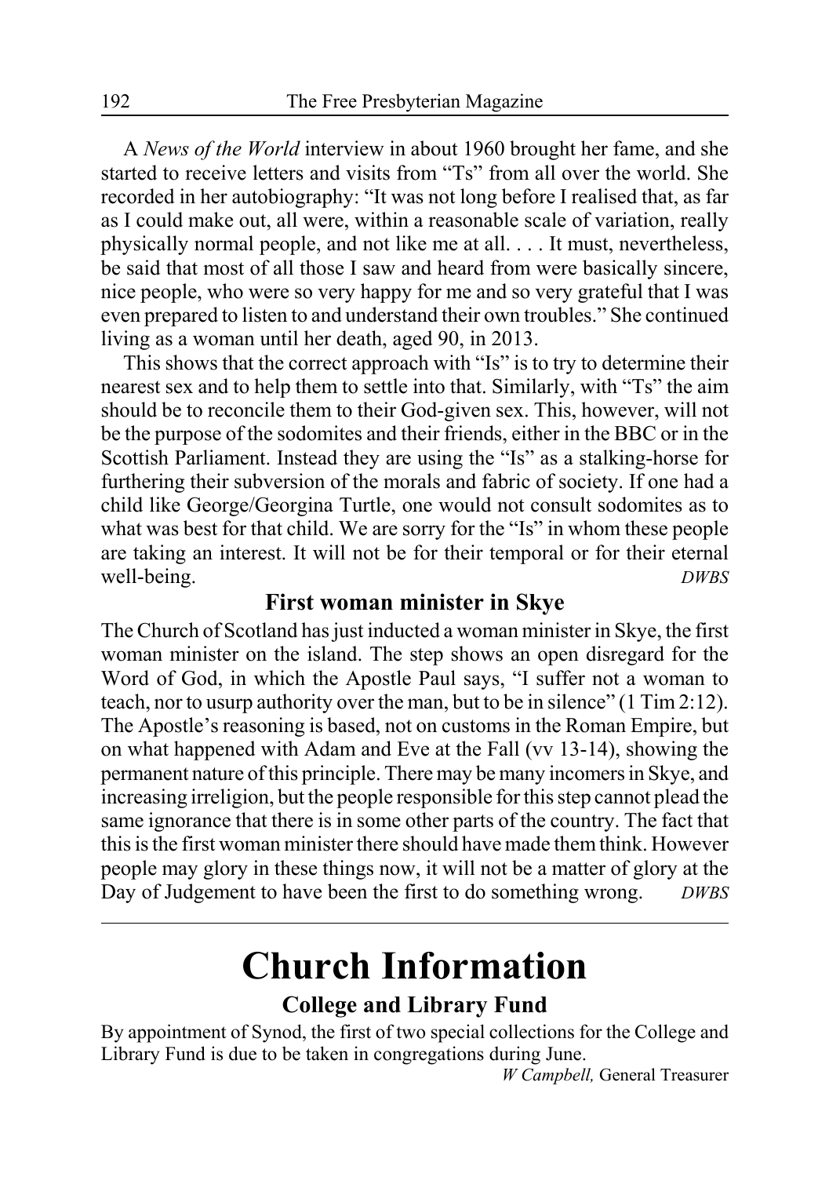A *News of the World* interview in about 1960 brought her fame, and she started to receive letters and visits from "Ts" from all over the world. She recorded in her autobiography: "It was not long before I realised that, as far as I could make out, all were, within a reasonable scale of variation, really physically normal people, and not like me at all. . . . It must, nevertheless, be said that most of all those I saw and heard from were basically sincere, nice people, who were so very happy for me and so very grateful that I was even prepared to listen to and understand their own troubles." She continued living as a woman until her death, aged 90, in 2013.

This shows that the correct approach with "Is" is to try to determine their nearest sex and to help them to settle into that. Similarly, with "Ts" the aim should be to reconcile them to their God-given sex. This, however, will not be the purpose of the sodomites and their friends, either in the BBC or in the Scottish Parliament. Instead they are using the "Is" as a stalking-horse for furthering their subversion of the morals and fabric of society. If one had a child like George/Georgina Turtle, one would not consult sodomites as to what was best for that child. We are sorry for the "Is" in whom these people are taking an interest. It will not be for their temporal or for their eternal well-being. *DWBS*

### First woman minister in Skye

The Church of Scotland has just inducted a woman minister in Skye, the first woman minister on the island. The step shows an open disregard for the Word of God, in which the Apostle Paul says, "I suffer not a woman to teach, nor to usurp authority over the man, but to be in silence" (1 Tim 2:12). The Apostle's reasoning is based, not on customs in the Roman Empire, but on what happened with Adam and Eve at the Fall (vv 13-14), showing the permanent nature of this principle. There may be many incomers in Skye, and increasing irreligion, but the people responsible for this step cannot plead the same ignorance that there is in some other parts of the country. The fact that this is the first woman minister there should have made them think. However people may glory in these things now, it will not be a matter of glory at the Day of Judgement to have been the first to do something wrong. *DWBS*

# Church Information

### College and Library Fund

By appointment of Synod, the first of two special collections for the College and Library Fund is due to be taken in congregations during June.

*W Campbell,* General Treasurer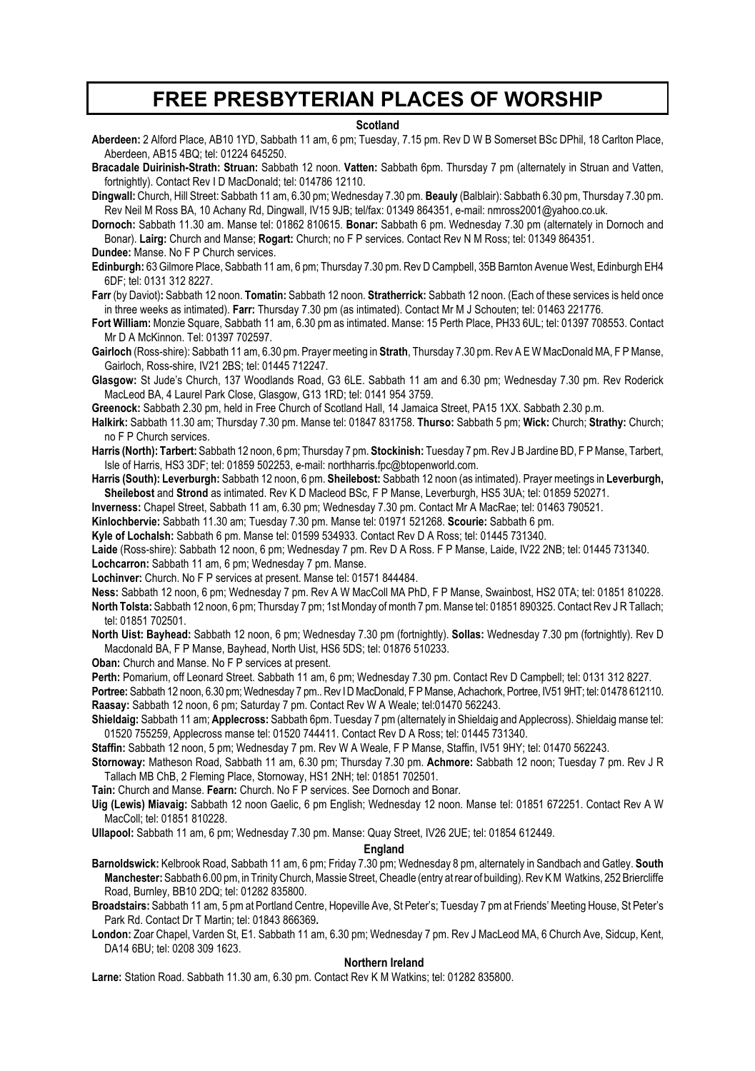# FREE PRESBYTERIAN PLACES OF WORSHIP

## Scotland

**Aberdeen:** 2 Alford Place, AB10 1YD, Sabbath 11 am, 6 pm; Tuesday, 7.15 pm. Rev D W B Somerset BSc DPhil, 18 Carlton Place, Aberdeen, AB15 4BQ; tel: 01224 645250.

**Bracadale Duirinish-Strath: Struan:** Sabbath 12 noon. **Vatten:** Sabbath 6pm. Thursday 7 pm (alternately in Struan and Vatten, fortnightly). Contact Rev I D MacDonald; tel: 014786 12110.

**Dingwall:** Church, Hill Street: Sabbath 11 am, 6.30 pm; Wednesday 7.30 pm. **Beauly** (Balblair): Sabbath 6.30 pm, Thursday 7.30 pm. Rev Neil M Ross BA, 10 Achany Rd, Dingwall, IV15 9JB; tel/fax: 01349 864351, e-mail: nmross2001@yahoo.co.uk.

**Dornoch:** Sabbath 11.30 am. Manse tel: 01862 810615. **Bonar:** Sabbath 6 pm. Wednesday 7.30 pm (alternately in Dornoch and Bonar). **Lairg:** Church and Manse; **Rogart:** Church; no F P services. Contact Rev N M Ross; tel: 01349 864351.

**Dundee:** Manse. No F P Church services.

**Edinburgh:** 63 Gilmore Place, Sabbath 11 am, 6 pm; Thursday 7.30 pm. Rev D Campbell, 35B Barnton Avenue West, Edinburgh EH4 6DF; tel: 0131 312 8227.

**Farr** (by Daviot)**:** Sabbath 12 noon. **Tomatin:** Sabbath 12 noon. **Stratherrick:** Sabbath 12 noon. (Each of these services is held once in three weeks as intimated). **Farr:** Thursday 7.30 pm (as intimated). Contact Mr M J Schouten; tel: 01463 221776.

**Fort William:** Monzie Square, Sabbath 11 am, 6.30 pm as intimated. Manse: 15 Perth Place, PH33 6UL; tel: 01397 708553. Contact Mr D A McKinnon. Tel: 01397 702597.

**Gairloch** (Ross-shire): Sabbath 11 am, 6.30 pm. Prayer meeting in **Strath**, Thursday 7.30 pm. Rev A E W MacDonald MA, F P Manse, Gairloch, Ross-shire, IV21 2BS; tel: 01445 712247.

**Glasgow:** St Jude's Church, 137 Woodlands Road, G3 6LE. Sabbath 11 am and 6.30 pm; Wednesday 7.30 pm. Rev Roderick MacLeod BA, 4 Laurel Park Close, Glasgow, G13 1RD; tel: 0141 954 3759.

**Greenock:** Sabbath 2.30 pm, held in Free Church of Scotland Hall, 14 Jamaica Street, PA15 1XX. Sabbath 2.30 p.m.

**Halkirk:** Sabbath 11.30 am; Thursday 7.30 pm. Manse tel: 01847 831758. **Thurso:** Sabbath 5 pm; **Wick:** Church; **Strathy:** Church; no F P Church services.

**Harris (North): Tarbert:** Sabbath 12 noon, 6 pm; Thursday 7 pm. **Stockinish:** Tuesday 7 pm. Rev J B Jardine BD, F P Manse, Tarbert, Isle of Harris, HS3 3DF; tel: 01859 502253, e-mail: northharris.fpc@btopenworld.com.

**Harris (South): Leverburgh:** Sabbath 12 noon, 6 pm. **Sheilebost:** Sabbath 12 noon (as intimated). Prayer meetings in **Leverburgh, Sheilebost** and **Strond** as intimated. Rev K D Macleod BSc, F P Manse, Leverburgh, HS5 3UA; tel: 01859 520271.

**Inverness:** Chapel Street, Sabbath 11 am, 6.30 pm; Wednesday 7.30 pm. Contact Mr A MacRae; tel: 01463 790521.

**Kinlochbervie:** Sabbath 11.30 am; Tuesday 7.30 pm. Manse tel: 01971 521268. **Scourie:** Sabbath 6 pm.

**Kyle of Lochalsh:** Sabbath 6 pm. Manse tel: 01599 534933. Contact Rev D A Ross; tel: 01445 731340.

**Laide** (Ross-shire): Sabbath 12 noon, 6 pm; Wednesday 7 pm. Rev D A Ross. F P Manse, Laide, IV22 2NB; tel: 01445 731340.

**Lochcarron:** Sabbath 11 am, 6 pm; Wednesday 7 pm. Manse.

**Lochinver:** Church. No F P services at present. Manse tel: 01571 844484.

**Ness:** Sabbath 12 noon, 6 pm; Wednesday 7 pm. Rev A W MacColl MA PhD, F P Manse, Swainbost, HS2 0TA; tel: 01851 810228.

**North Tolsta:** Sabbath 12 noon, 6 pm; Thursday 7 pm; 1st Monday of month 7 pm. Manse tel: 01851 890325. Contact Rev J R Tallach; tel: 01851 702501.

**North Uist: Bayhead:** Sabbath 12 noon, 6 pm; Wednesday 7.30 pm (fortnightly). **Sollas:** Wednesday 7.30 pm (fortnightly). Rev D Macdonald BA, F P Manse, Bayhead, North Uist, HS6 5DS; tel: 01876 510233.

**Oban:** Church and Manse. No F P services at present.

**Perth:** Pomarium, off Leonard Street. Sabbath 11 am, 6 pm; Wednesday 7.30 pm. Contact Rev D Campbell; tel: 0131 312 8227.

**Portree:** Sabbath 12 noon, 6.30 pm; Wednesday 7 pm.. Rev I D MacDonald, F P Manse, Achachork, Portree, IV51 9HT; tel: 01478 612110.

**Raasay:** Sabbath 12 noon, 6 pm; Saturday 7 pm. Contact Rev W A Weale; tel:01470 562243.

**Shieldaig:** Sabbath 11 am; **Applecross:** Sabbath 6pm. Tuesday 7 pm (alternately in Shieldaig and Applecross). Shieldaig manse tel: 01520 755259, Applecross manse tel: 01520 744411. Contact Rev D A Ross; tel: 01445 731340.

**Staffin:** Sabbath 12 noon, 5 pm; Wednesday 7 pm. Rev W A Weale, F P Manse, Staffin, IV51 9HY; tel: 01470 562243.

**Stornoway:** Matheson Road, Sabbath 11 am, 6.30 pm; Thursday 7.30 pm. **Achmore:** Sabbath 12 noon; Tuesday 7 pm. Rev J R Tallach MB ChB, 2 Fleming Place, Stornoway, HS1 2NH; tel: 01851 702501.

**Tain:** Church and Manse. **Fearn:** Church. No F P services. See Dornoch and Bonar.

**Uig (Lewis) Miavaig:** Sabbath 12 noon Gaelic, 6 pm English; Wednesday 12 noon. Manse tel: 01851 672251. Contact Rev A W MacColl; tel: 01851 810228.

**Ullapool:** Sabbath 11 am, 6 pm; Wednesday 7.30 pm. Manse: Quay Street, IV26 2UE; tel: 01854 612449.

## England

**Barnoldswick:** Kelbrook Road, Sabbath 11 am, 6 pm; Friday 7.30 pm; Wednesday 8 pm, alternately in Sandbach and Gatley. **South Manchester:** Sabbath 6.00 pm, in Trinity Church, Massie Street, Cheadle (entry at rear of building). Rev K M Watkins, 252 Briercliffe Road, Burnley, BB10 2DQ; tel: 01282 835800.

**Broadstairs:** Sabbath 11 am, 5 pm at Portland Centre, Hopeville Ave, St Peter's; Tuesday 7 pm at Friends' Meeting House, St Peter's Park Rd. Contact Dr T Martin; tel: 01843 866369**.**

**London:** Zoar Chapel, Varden St, E1. Sabbath 11 am, 6.30 pm; Wednesday 7 pm. Rev J MacLeod MA, 6 Church Ave, Sidcup, Kent, DA14 6BU; tel: 0208 309 1623.

## Northern Ireland

**Larne:** Station Road. Sabbath 11.30 am, 6.30 pm. Contact Rev K M Watkins; tel: 01282 835800.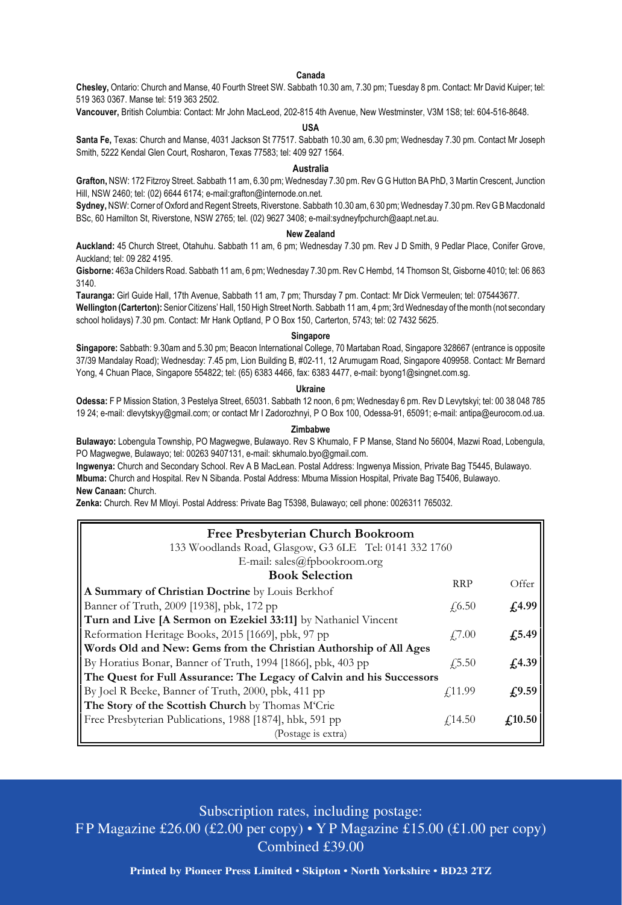### Canada

**Chesley,** Ontario: Church and Manse, 40 Fourth Street SW. Sabbath 10.30 am, 7.30 pm; Tuesday 8 pm. Contact: Mr David Kuiper; tel: 519 363 0367. Manse tel: 519 363 2502.

**Vancouver,** British Columbia: Contact: Mr John MacLeod, 202-815 4th Avenue, New Westminster, V3M 1S8; tel: 604-516-8648.

### USA

**Santa Fe,** Texas: Church and Manse, 4031 Jackson St 77517. Sabbath 10.30 am, 6.30 pm; Wednesday 7.30 pm. Contact Mr Joseph Smith, 5222 Kendal Glen Court, Rosharon, Texas 77583; tel: 409 927 1564.

### Australia

**Grafton,** NSW: 172 Fitzroy Street. Sabbath 11 am, 6.30 pm; Wednesday 7.30 pm. Rev G G Hutton BA PhD, 3 Martin Crescent, Junction Hill, NSW 2460; tel: (02) 6644 6174; e-mail:grafton@internode.on.net.

**Sydney,** NSW: Corner of Oxford and Regent Streets, Riverstone. Sabbath 10.30 am, 6 30 pm; Wednesday 7.30 pm. Rev G B Macdonald BSc, 60 Hamilton St, Riverstone, NSW 2765; tel. (02) 9627 3408; e-mail:sydneyfpchurch@aapt.net.au.

### New Zealand

**Auckland:** 45 Church Street, Otahuhu. Sabbath 11 am, 6 pm; Wednesday 7.30 pm. Rev J D Smith, 9 Pedlar Place, Conifer Grove, Auckland; tel: 09 282 4195.

**Gisborne:** 463a Childers Road. Sabbath 11 am, 6 pm; Wednesday 7.30 pm. Rev C Hembd, 14 Thomson St, Gisborne 4010; tel: 06 863 3140.

**Tauranga:** Girl Guide Hall, 17th Avenue, Sabbath 11 am, 7 pm; Thursday 7 pm. Contact: Mr Dick Vermeulen; tel: 075443677.

**Wellington (Carterton):** Senior Citizens' Hall, 150 High Street North. Sabbath 11 am, 4 pm; 3rd Wednesday of the month (not secondary school holidays) 7.30 pm. Contact: Mr Hank Optland, P O Box 150, Carterton, 5743; tel: 02 7432 5625.

### Singapore

**Singapore:** Sabbath: 9.30am and 5.30 pm; Beacon International College, 70 Martaban Road, Singapore 328667 (entrance is opposite 37/39 Mandalay Road); Wednesday: 7.45 pm, Lion Building B, #02-11, 12 Arumugam Road, Singapore 409958. Contact: Mr Bernard Yong, 4 Chuan Place, Singapore 554822; tel: (65) 6383 4466, fax: 6383 4477, e-mail: byong1@singnet.com.sg.

### Ukraine

**Odessa:** F P Mission Station, 3 Pestelya Street, 65031. Sabbath 12 noon, 6 pm; Wednesday 6 pm. Rev D Levytskyi; tel: 00 38 048 785 19 24; e-mail: dlevytskyy@gmail.com; or contact Mr I Zadorozhnyi, P O Box 100, Odessa-91, 65091; e-mail: antipa@eurocom.od.ua.

### Zimbabwe

**Bulawayo:** Lobengula Township, PO Magwegwe, Bulawayo. Rev S Khumalo, F P Manse, Stand No 56004, Mazwi Road, Lobengula, PO Magwegwe, Bulawayo; tel: 00263 9407131, e-mail: skhumalo.byo@gmail.com.

**Ingwenya:** Church and Secondary School. Rev A B MacLean. Postal Address: Ingwenya Mission, Private Bag T5445, Bulawayo.

**Mbuma:** Church and Hospital. Rev N Sibanda. Postal Address: Mbuma Mission Hospital, Private Bag T5406, Bulawayo.

**New Canaan:** Church.

**Zenka:** Church. Rev M Mloyi. Postal Address: Private Bag T5398, Bulawayo; cell phone: 0026311 765032.

## Free Presbyterian Church Bookroom

133 Woodlands Road, Glasgow, G3 6LE Tel: 0141 332 1760

E-mail: sales@fpbookroom.org

### Book Selection

| | RRP | Offer |
|---|---|---|
| **A Summary of Christian Doctrine** by Louis Berkhof | | |
| Banner of Truth, 2009 [1938], pbk, 172 pp | £6.50 | **£4.99** |
| **Turn and Live [A Sermon on Ezekiel 33:11]** by Nathaniel Vincent | | |
| Reformation Heritage Books, 2015 [1669], pbk, 97 pp | £7.00 | **£5.49** |
| **Words Old and New: Gems from the Christian Authorship of All Ages** | | |
| By Horatius Bonar, Banner of Truth, 1994 [1866], pbk, 403 pp | £5.50 | **£4.39** |
| **The Quest for Full Assurance: The Legacy of Calvin and his Successors** | | |
| By Joel R Beeke, Banner of Truth, 2000, pbk, 411 pp | £11.99 | **£9.59** |
| **The Story of the Scottish Church** by Thomas M'Crie | | |
| Free Presbyterian Publications, 1988 [1874], hbk, 591 pp | £14.50 | **£10.50** |

(Postage is extra)

Subscription rates, including postage:
F P Magazine £26.00 (£2.00 per copy) • Y P Magazine £15.00 (£1.00 per copy)
Combined £39.00

**Printed by Pioneer Press Limited • Skipton • North Yorkshire • BD23 2TZ**